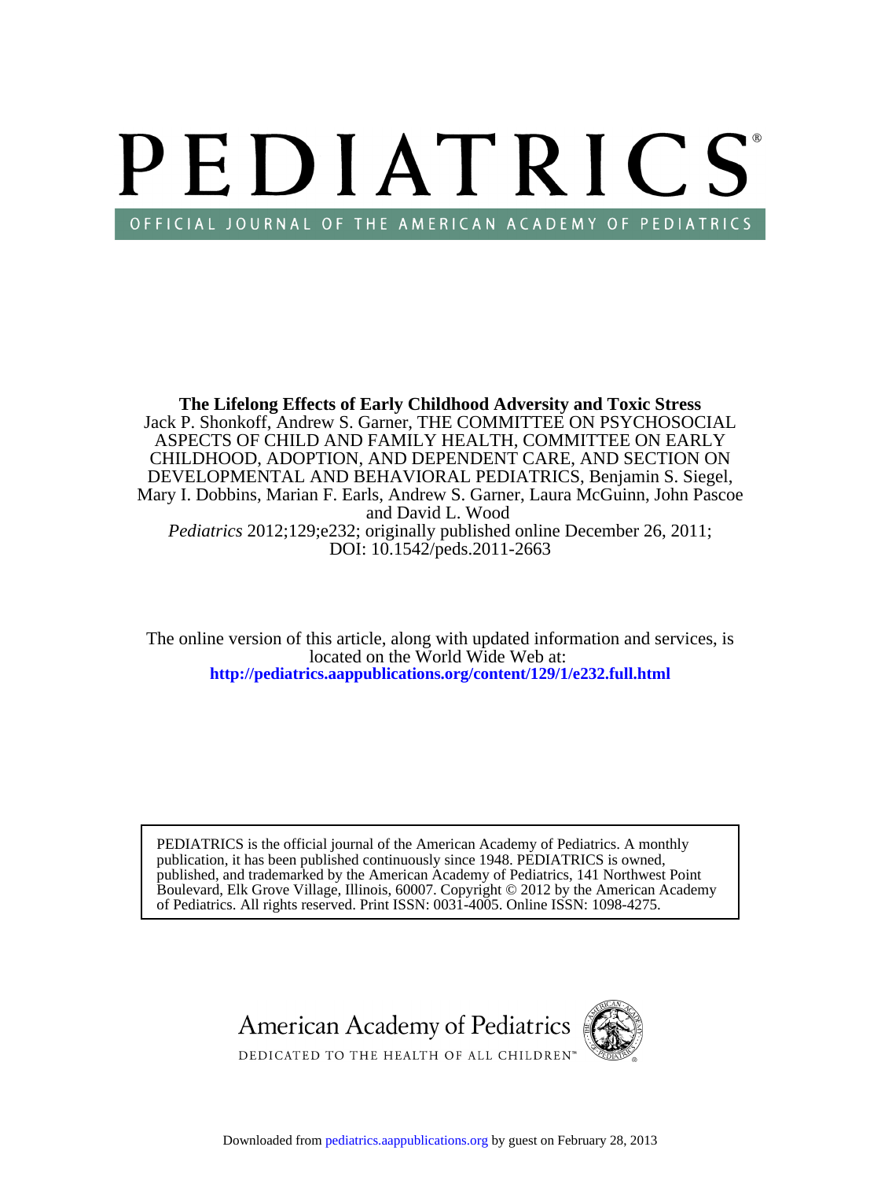# PEDIATRICS®

OFFICIAL JOURNAL OF THE AMERICAN ACADEMY OF PEDIATRICS

**The Lifelong Effects of Early Childhood Adversity and Toxic Stress**

Jack P. Shonkoff, Andrew S. Garner, THE COMMITTEE ON PSYCHOSOCIAL ASPECTS OF CHILD AND FAMILY HEALTH, COMMITTEE ON EARLY CHILDHOOD, ADOPTION, AND DEPENDENT CARE, AND SECTION ON DEVELOPMENTAL AND BEHAVIORAL PEDIATRICS, Benjamin S. Siegel, Mary I. Dobbins, Marian F. Earls, Andrew S. Garner, Laura McGuinn, John Pascoe and David L. Wood

*Pediatrics* 2012;129;e232; originally published online December 26, 2011;
DOI: 10.1542/peds.2011-2663

The online version of this article, along with updated information and services, is located on the World Wide Web at:
**http://pediatrics.aappublications.org/content/129/1/e232.full.html**

PEDIATRICS is the official journal of the American Academy of Pediatrics. A monthly publication, it has been published continuously since 1948. PEDIATRICS is owned, published, and trademarked by the American Academy of Pediatrics, 141 Northwest Point Boulevard, Elk Grove Village, Illinois, 60007. Copyright © 2012 by the American Academy of Pediatrics. All rights reserved. Print ISSN: 0031-4005. Online ISSN: 1098-4275.

American Academy of Pediatrics

DEDICATED TO THE HEALTH OF ALL CHILDREN™

Downloaded from pediatrics.aappublications.org by guest on February 28, 2013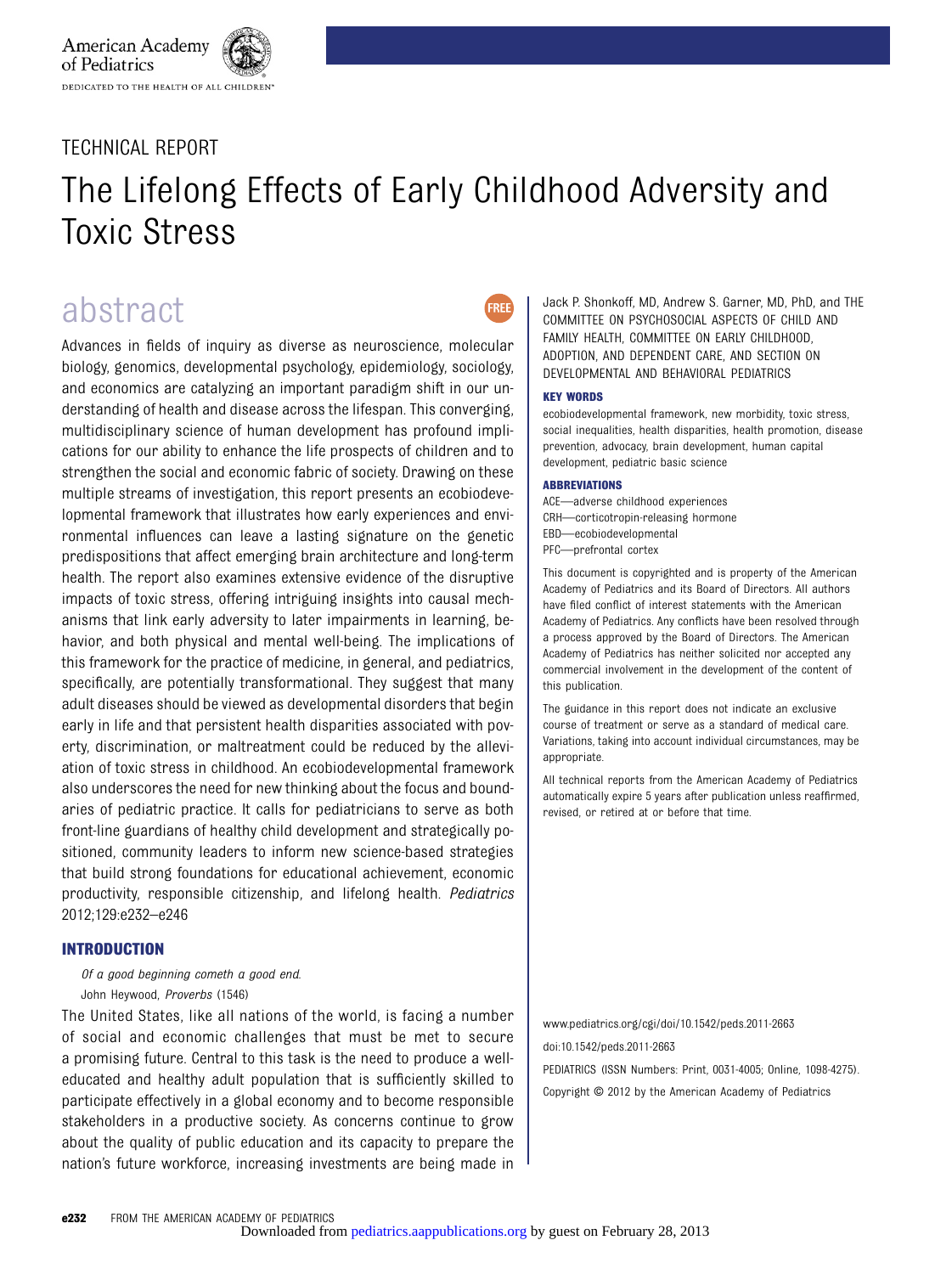TECHNICAL REPORT

# The Lifelong Effects of Early Childhood Adversity and Toxic Stress

## abstract

Advances in fields of inquiry as diverse as neuroscience, molecular biology, genomics, developmental psychology, epidemiology, sociology, and economics are catalyzing an important paradigm shift in our understanding of health and disease across the lifespan. This converging, multidisciplinary science of human development has profound implications for our ability to enhance the life prospects of children and to strengthen the social and economic fabric of society. Drawing on these multiple streams of investigation, this report presents an ecobiodevelopmental framework that illustrates how early experiences and environmental influences can leave a lasting signature on the genetic predispositions that affect emerging brain architecture and long-term health. The report also examines extensive evidence of the disruptive impacts of toxic stress, offering intriguing insights into causal mechanisms that link early adversity to later impairments in learning, behavior, and both physical and mental well-being. The implications of this framework for the practice of medicine, in general, and pediatrics, specifically, are potentially transformational. They suggest that many adult diseases should be viewed as developmental disorders that begin early in life and that persistent health disparities associated with poverty, discrimination, or maltreatment could be reduced by the alleviation of toxic stress in childhood. An ecobiodevelopmental framework also underscores the need for new thinking about the focus and boundaries of pediatric practice. It calls for pediatricians to serve as both front-line guardians of healthy child development and strategically positioned, community leaders to inform new science-based strategies that build strong foundations for educational achievement, economic productivity, responsible citizenship, and lifelong health. *Pediatrics* 2012;129:e232–e246

Jack P. Shonkoff, MD, Andrew S. Garner, MD, PhD, and THE COMMITTEE ON PSYCHOSOCIAL ASPECTS OF CHILD AND FAMILY HEALTH, COMMITTEE ON EARLY CHILDHOOD, ADOPTION, AND DEPENDENT CARE, AND SECTION ON DEVELOPMENTAL AND BEHAVIORAL PEDIATRICS

**KEY WORDS**

ecobiodevelopmental framework, new morbidity, toxic stress, social inequalities, health disparities, health promotion, disease prevention, advocacy, brain development, human capital development, pediatric basic science

**ABBREVIATIONS**

ACE—adverse childhood experiences
CRH—corticotropin-releasing hormone
EBD—ecobiodevelopmental
PFC—prefrontal cortex

This document is copyrighted and is property of the American Academy of Pediatrics and its Board of Directors. All authors have filed conflict of interest statements with the American Academy of Pediatrics. Any conflicts have been resolved through a process approved by the Board of Directors. The American Academy of Pediatrics has neither solicited nor accepted any commercial involvement in the development of the content of this publication.

The guidance in this report does not indicate an exclusive course of treatment or serve as a standard of medical care. Variations, taking into account individual circumstances, may be appropriate.

All technical reports from the American Academy of Pediatrics automatically expire 5 years after publication unless reaffirmed, revised, or retired at or before that time.

www.pediatrics.org/cgi/doi/10.1542/peds.2011-2663

doi:10.1542/peds.2011-2663

PEDIATRICS (ISSN Numbers: Print, 0031-4005; Online, 1098-4275).

Copyright © 2012 by the American Academy of Pediatrics

## INTRODUCTION

*Of a good beginning cometh a good end.*
John Heywood, *Proverbs* (1546)

The United States, like all nations of the world, is facing a number of social and economic challenges that must be met to secure a promising future. Central to this task is the need to produce a well-educated and healthy adult population that is sufficiently skilled to participate effectively in a global economy and to become responsible stakeholders in a productive society. As concerns continue to grow about the quality of public education and its capacity to prepare the nation's future workforce, increasing investments are being made in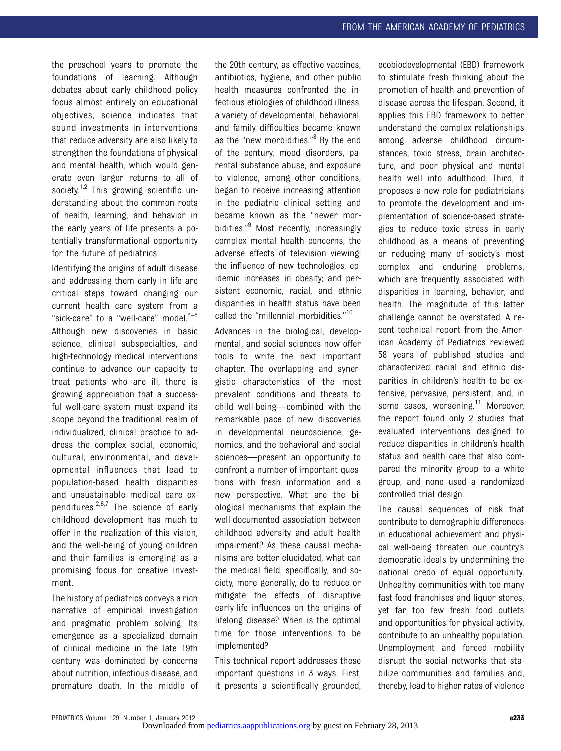the preschool years to promote the foundations of learning. Although debates about early childhood policy focus almost entirely on educational objectives, science indicates that sound investments in interventions that reduce adversity are also likely to strengthen the foundations of physical and mental health, which would generate even larger returns to all of society.[1,2] This growing scientific understanding about the common roots of health, learning, and behavior in the early years of life presents a potentially transformational opportunity for the future of pediatrics.

Identifying the origins of adult disease and addressing them early in life are critical steps toward changing our current health care system from a "sick-care" to a "well-care" model.[3–5] Although new discoveries in basic science, clinical subspecialties, and high-technology medical interventions continue to advance our capacity to treat patients who are ill, there is growing appreciation that a successful well-care system must expand its scope beyond the traditional realm of individualized, clinical practice to address the complex social, economic, cultural, environmental, and developmental influences that lead to population-based health disparities and unsustainable medical care expenditures.[2,6,7] The science of early childhood development has much to offer in the realization of this vision, and the well-being of young children and their families is emerging as a promising focus for creative investment.

The history of pediatrics conveys a rich narrative of empirical investigation and pragmatic problem solving. Its emergence as a specialized domain of clinical medicine in the late 19th century was dominated by concerns about nutrition, infectious disease, and premature death. In the middle of the 20th century, as effective vaccines, antibiotics, hygiene, and other public health measures confronted the infectious etiologies of childhood illness, a variety of developmental, behavioral, and family difficulties became known as the "new morbidities."[8] By the end of the century, mood disorders, parental substance abuse, and exposure to violence, among other conditions, began to receive increasing attention in the pediatric clinical setting and became known as the "newer morbidities."[9] Most recently, increasingly complex mental health concerns; the adverse effects of television viewing; the influence of new technologies; epidemic increases in obesity; and persistent economic, racial, and ethnic disparities in health status have been called the "millennial morbidities."[10]

Advances in the biological, developmental, and social sciences now offer tools to write the next important chapter. The overlapping and synergistic characteristics of the most prevalent conditions and threats to child well-being—combined with the remarkable pace of new discoveries in developmental neuroscience, genomics, and the behavioral and social sciences—present an opportunity to confront a number of important questions with fresh information and a new perspective. What are the biological mechanisms that explain the well-documented association between childhood adversity and adult health impairment? As these causal mechanisms are better elucidated, what can the medical field, specifically, and society, more generally, do to reduce or mitigate the effects of disruptive early-life influences on the origins of lifelong disease? When is the optimal time for those interventions to be implemented?

This technical report addresses these important questions in 3 ways. First, it presents a scientifically grounded, ecobiodevelopmental (EBD) framework to stimulate fresh thinking about the promotion of health and prevention of disease across the lifespan. Second, it applies this EBD framework to better understand the complex relationships among adverse childhood circumstances, toxic stress, brain architecture, and poor physical and mental health well into adulthood. Third, it proposes a new role for pediatricians to promote the development and implementation of science-based strategies to reduce toxic stress in early childhood as a means of preventing or reducing many of society's most complex and enduring problems, which are frequently associated with disparities in learning, behavior, and health. The magnitude of this latter challenge cannot be overstated. A recent technical report from the American Academy of Pediatrics reviewed 58 years of published studies and characterized racial and ethnic disparities in children's health to be extensive, pervasive, persistent, and, in some cases, worsening.[11] Moreover, the report found only 2 studies that evaluated interventions designed to reduce disparities in children's health status and health care that also compared the minority group to a white group, and none used a randomized controlled trial design.

The causal sequences of risk that contribute to demographic differences in educational achievement and physical well-being threaten our country's democratic ideals by undermining the national credo of equal opportunity. Unhealthy communities with too many fast food franchises and liquor stores, yet far too few fresh food outlets and opportunities for physical activity, contribute to an unhealthy population. Unemployment and forced mobility disrupt the social networks that stabilize communities and families and, thereby, lead to higher rates of violence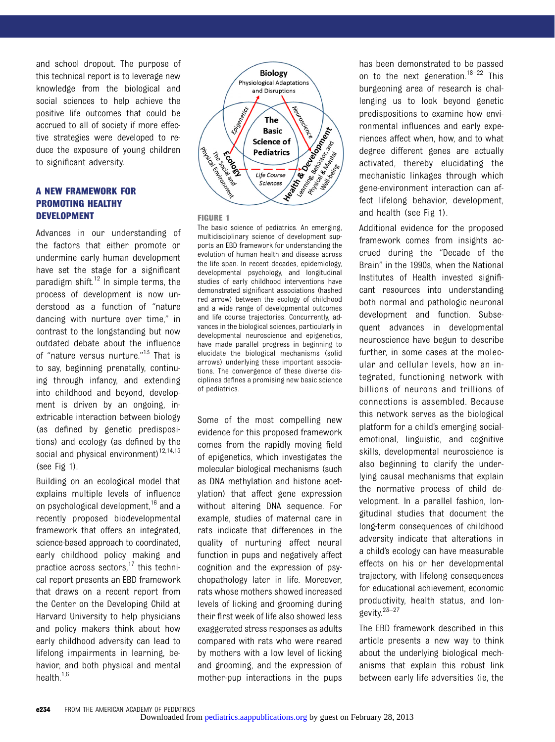and school dropout. The purpose of this technical report is to leverage new knowledge from the biological and social sciences to help achieve the positive life outcomes that could be accrued to all of society if more effective strategies were developed to reduce the exposure of young children to significant adversity.

## A NEW FRAMEWORK FOR PROMOTING HEALTHY DEVELOPMENT

Advances in our understanding of the factors that either promote or undermine early human development have set the stage for a significant paradigm shift.[12] In simple terms, the process of development is now understood as a function of "nature dancing with nurture over time," in contrast to the longstanding but now outdated debate about the influence of "nature versus nurture."[13] That is to say, beginning prenatally, continuing through infancy, and extending into childhood and beyond, development is driven by an ongoing, inextricable interaction between biology (as defined by genetic predispositions) and ecology (as defined by the social and physical environment)[12,14,15] (see Fig 1).

Building on an ecological model that explains multiple levels of influence on psychological development,[16] and a recently proposed biodevelopmental framework that offers an integrated, science-based approach to coordinated, early childhood policy making and practice across sectors,[17] this technical report presents an EBD framework that draws on a recent report from the Center on the Developing Child at Harvard University to help physicians and policy makers think about how early childhood adversity can lead to lifelong impairments in learning, behavior, and both physical and mental health.[1,6]

**FIGURE 1**

The basic science of pediatrics. An emerging, multidisciplinary science of development supports an EBD framework for understanding the evolution of human health and disease across the life span. In recent decades, epidemiology, developmental psychology, and longitudinal studies of early childhood interventions have demonstrated significant associations (hashed red arrow) between the ecology of childhood and a wide range of developmental outcomes and life course trajectories. Concurrently, advances in the biological sciences, particularly in developmental neuroscience and epigenetics, have made parallel progress in beginning to elucidate the biological mechanisms (solid arrows) underlying these important associations. The convergence of these diverse disciplines defines a promising new basic science of pediatrics.

Some of the most compelling new evidence for this proposed framework comes from the rapidly moving field of epigenetics, which investigates the molecular biological mechanisms (such as DNA methylation and histone acetylation) that affect gene expression without altering DNA sequence. For example, studies of maternal care in rats indicate that differences in the quality of nurturing affect neural function in pups and negatively affect cognition and the expression of psychopathology later in life. Moreover, rats whose mothers showed increased levels of licking and grooming during their first week of life also showed less exaggerated stress responses as adults compared with rats who were reared by mothers with a low level of licking and grooming, and the expression of mother-pup interactions in the pups has been demonstrated to be passed on to the next generation.[18–22] This burgeoning area of research is challenging us to look beyond genetic predispositions to examine how environmental influences and early experiences affect when, how, and to what degree different genes are actually activated, thereby elucidating the mechanistic linkages through which gene-environment interaction can affect lifelong behavior, development, and health (see Fig 1).

Additional evidence for the proposed framework comes from insights accrued during the "Decade of the Brain" in the 1990s, when the National Institutes of Health invested significant resources into understanding both normal and pathologic neuronal development and function. Subsequent advances in developmental neuroscience have begun to describe further, in some cases at the molecular and cellular levels, how an integrated, functioning network with billions of neurons and trillions of connections is assembled. Because this network serves as the biological platform for a child's emerging social-emotional, linguistic, and cognitive skills, developmental neuroscience is also beginning to clarify the underlying causal mechanisms that explain the normative process of child development. In a parallel fashion, longitudinal studies that document the long-term consequences of childhood adversity indicate that alterations in a child's ecology can have measurable effects on his or her developmental trajectory, with lifelong consequences for educational achievement, economic productivity, health status, and longevity.[23–27]

The EBD framework described in this article presents a new way to think about the underlying biological mechanisms that explain this robust link between early life adversities (ie, the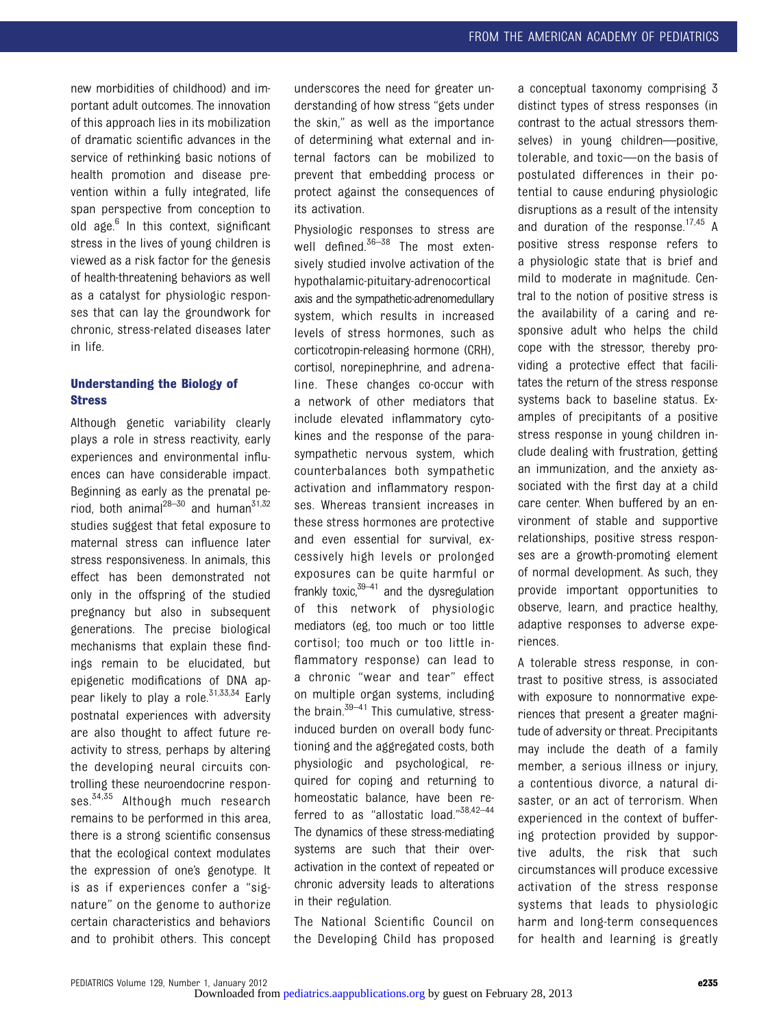new morbidities of childhood) and important adult outcomes. The innovation of this approach lies in its mobilization of dramatic scientific advances in the service of rethinking basic notions of health promotion and disease prevention within a fully integrated, life span perspective from conception to old age.[6] In this context, significant stress in the lives of young children is viewed as a risk factor for the genesis of health-threatening behaviors as well as a catalyst for physiologic responses that can lay the groundwork for chronic, stress-related diseases later in life.

## Understanding the Biology of Stress

Although genetic variability clearly plays a role in stress reactivity, early experiences and environmental influences can have considerable impact. Beginning as early as the prenatal period, both animal[28–30] and human[31,32] studies suggest that fetal exposure to maternal stress can influence later stress responsiveness. In animals, this effect has been demonstrated not only in the offspring of the studied pregnancy but also in subsequent generations. The precise biological mechanisms that explain these findings remain to be elucidated, but epigenetic modifications of DNA appear likely to play a role.[31,33,34] Early postnatal experiences with adversity are also thought to affect future reactivity to stress, perhaps by altering the developing neural circuits controlling these neuroendocrine responses.[34,35] Although much research remains to be performed in this area, there is a strong scientific consensus that the ecological context modulates the expression of one's genotype. It is as if experiences confer a "signature" on the genome to authorize certain characteristics and behaviors and to prohibit others. This concept underscores the need for greater understanding of how stress "gets under the skin," as well as the importance of determining what external and internal factors can be mobilized to prevent that embedding process or protect against the consequences of its activation.

Physiologic responses to stress are well defined.[36–38] The most extensively studied involve activation of the hypothalamic-pituitary-adrenocortical axis and the sympathetic-adrenomedullary system, which results in increased levels of stress hormones, such as corticotropin-releasing hormone (CRH), cortisol, norepinephrine, and adrenaline. These changes co-occur with a network of other mediators that include elevated inflammatory cytokines and the response of the parasympathetic nervous system, which counterbalances both sympathetic activation and inflammatory responses. Whereas transient increases in these stress hormones are protective and even essential for survival, excessively high levels or prolonged exposures can be quite harmful or frankly toxic,[39–41] and the dysregulation of this network of physiologic mediators (eg, too much or too little cortisol; too much or too little inflammatory response) can lead to a chronic "wear and tear" effect on multiple organ systems, including the brain.[39–41] This cumulative, stress-induced burden on overall body functioning and the aggregated costs, both physiologic and psychological, required for coping and returning to homeostatic balance, have been referred to as "allostatic load."[38,42–44] The dynamics of these stress-mediating systems are such that their overactivation in the context of repeated or chronic adversity leads to alterations in their regulation.

The National Scientific Council on the Developing Child has proposed a conceptual taxonomy comprising 3 distinct types of stress responses (in contrast to the actual stressors themselves) in young children—positive, tolerable, and toxic—on the basis of postulated differences in their potential to cause enduring physiologic disruptions as a result of the intensity and duration of the response.[17,45] A positive stress response refers to a physiologic state that is brief and mild to moderate in magnitude. Central to the notion of positive stress is the availability of a caring and responsive adult who helps the child cope with the stressor, thereby providing a protective effect that facilitates the return of the stress response systems back to baseline status. Examples of precipitants of a positive stress response in young children include dealing with frustration, getting an immunization, and the anxiety associated with the first day at a child care center. When buffered by an environment of stable and supportive relationships, positive stress responses are a growth-promoting element of normal development. As such, they provide important opportunities to observe, learn, and practice healthy, adaptive responses to adverse experiences.

A tolerable stress response, in contrast to positive stress, is associated with exposure to nonnormative experiences that present a greater magnitude of adversity or threat. Precipitants may include the death of a family member, a serious illness or injury, a contentious divorce, a natural disaster, or an act of terrorism. When experienced in the context of buffering protection provided by supportive adults, the risk that such circumstances will produce excessive activation of the stress response systems that leads to physiologic harm and long-term consequences for health and learning is greatly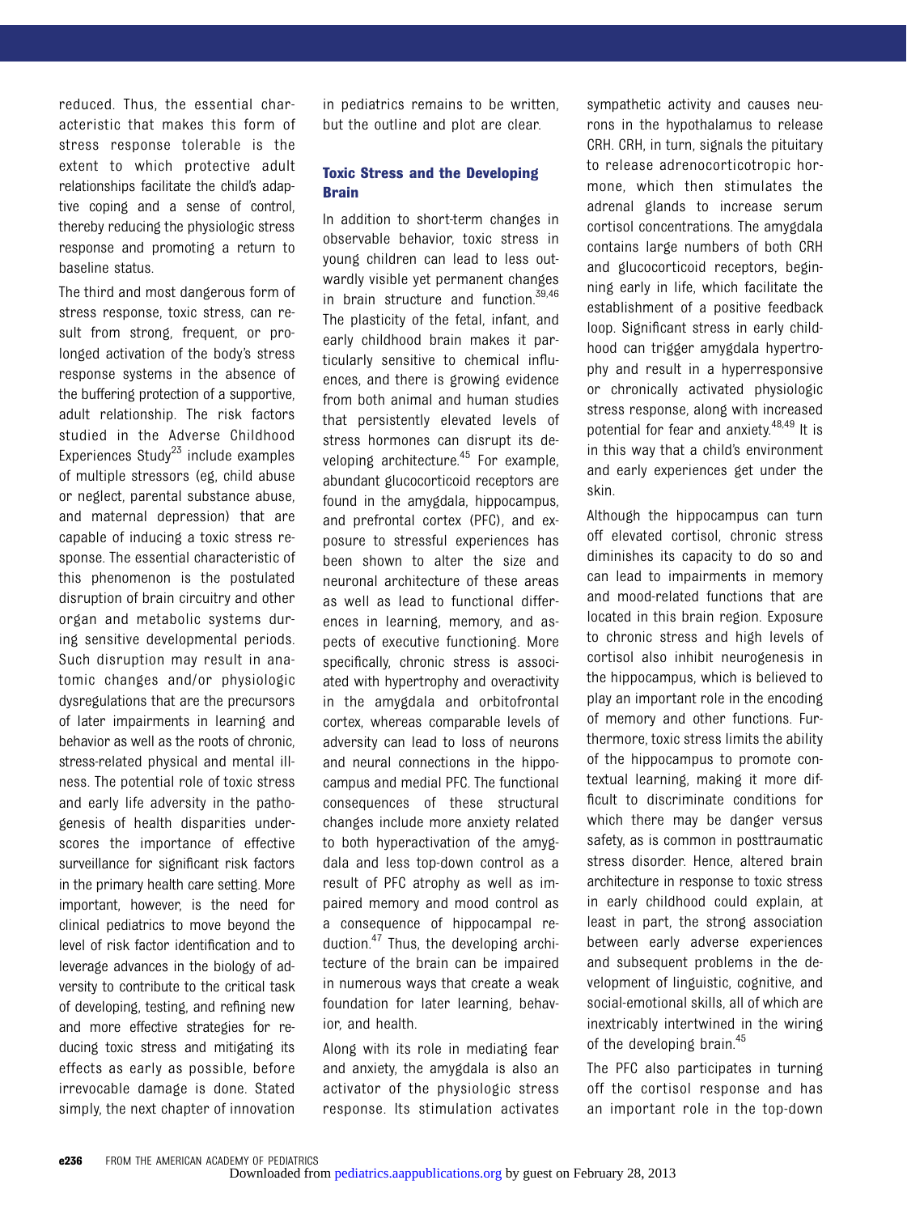reduced. Thus, the essential characteristic that makes this form of stress response tolerable is the extent to which protective adult relationships facilitate the child's adaptive coping and a sense of control, thereby reducing the physiologic stress response and promoting a return to baseline status.

The third and most dangerous form of stress response, toxic stress, can result from strong, frequent, or prolonged activation of the body's stress response systems in the absence of the buffering protection of a supportive, adult relationship. The risk factors studied in the Adverse Childhood Experiences Study[23] include examples of multiple stressors (eg, child abuse or neglect, parental substance abuse, and maternal depression) that are capable of inducing a toxic stress response. The essential characteristic of this phenomenon is the postulated disruption of brain circuitry and other organ and metabolic systems during sensitive developmental periods. Such disruption may result in anatomic changes and/or physiologic dysregulations that are the precursors of later impairments in learning and behavior as well as the roots of chronic, stress-related physical and mental illness. The potential role of toxic stress and early life adversity in the pathogenesis of health disparities underscores the importance of effective surveillance for significant risk factors in the primary health care setting. More important, however, is the need for clinical pediatrics to move beyond the level of risk factor identification and to leverage advances in the biology of adversity to contribute to the critical task of developing, testing, and refining new and more effective strategies for reducing toxic stress and mitigating its effects as early as possible, before irrevocable damage is done. Stated simply, the next chapter of innovation in pediatrics remains to be written, but the outline and plot are clear.

## Toxic Stress and the Developing Brain

In addition to short-term changes in observable behavior, toxic stress in young children can lead to less outwardly visible yet permanent changes in brain structure and function.[39,46] The plasticity of the fetal, infant, and early childhood brain makes it particularly sensitive to chemical influences, and there is growing evidence from both animal and human studies that persistently elevated levels of stress hormones can disrupt its developing architecture.[45] For example, abundant glucocorticoid receptors are found in the amygdala, hippocampus, and prefrontal cortex (PFC), and exposure to stressful experiences has been shown to alter the size and neuronal architecture of these areas as well as lead to functional differences in learning, memory, and aspects of executive functioning. More specifically, chronic stress is associated with hypertrophy and overactivity in the amygdala and orbitofrontal cortex, whereas comparable levels of adversity can lead to loss of neurons and neural connections in the hippocampus and medial PFC. The functional consequences of these structural changes include more anxiety related to both hyperactivation of the amygdala and less top-down control as a result of PFC atrophy as well as impaired memory and mood control as a consequence of hippocampal reduction.[47] Thus, the developing architecture of the brain can be impaired in numerous ways that create a weak foundation for later learning, behavior, and health.

Along with its role in mediating fear and anxiety, the amygdala is also an activator of the physiologic stress response. Its stimulation activates sympathetic activity and causes neurons in the hypothalamus to release CRH. CRH, in turn, signals the pituitary to release adrenocorticotropic hormone, which then stimulates the adrenal glands to increase serum cortisol concentrations. The amygdala contains large numbers of both CRH and glucocorticoid receptors, beginning early in life, which facilitate the establishment of a positive feedback loop. Significant stress in early childhood can trigger amygdala hypertrophy and result in a hyperresponsive or chronically activated physiologic stress response, along with increased potential for fear and anxiety.[48,49] It is in this way that a child's environment and early experiences get under the skin.

Although the hippocampus can turn off elevated cortisol, chronic stress diminishes its capacity to do so and can lead to impairments in memory and mood-related functions that are located in this brain region. Exposure to chronic stress and high levels of cortisol also inhibit neurogenesis in the hippocampus, which is believed to play an important role in the encoding of memory and other functions. Furthermore, toxic stress limits the ability of the hippocampus to promote contextual learning, making it more difficult to discriminate conditions for which there may be danger versus safety, as is common in posttraumatic stress disorder. Hence, altered brain architecture in response to toxic stress in early childhood could explain, at least in part, the strong association between early adverse experiences and subsequent problems in the development of linguistic, cognitive, and social-emotional skills, all of which are inextricably intertwined in the wiring of the developing brain.[45]

The PFC also participates in turning off the cortisol response and has an important role in the top-down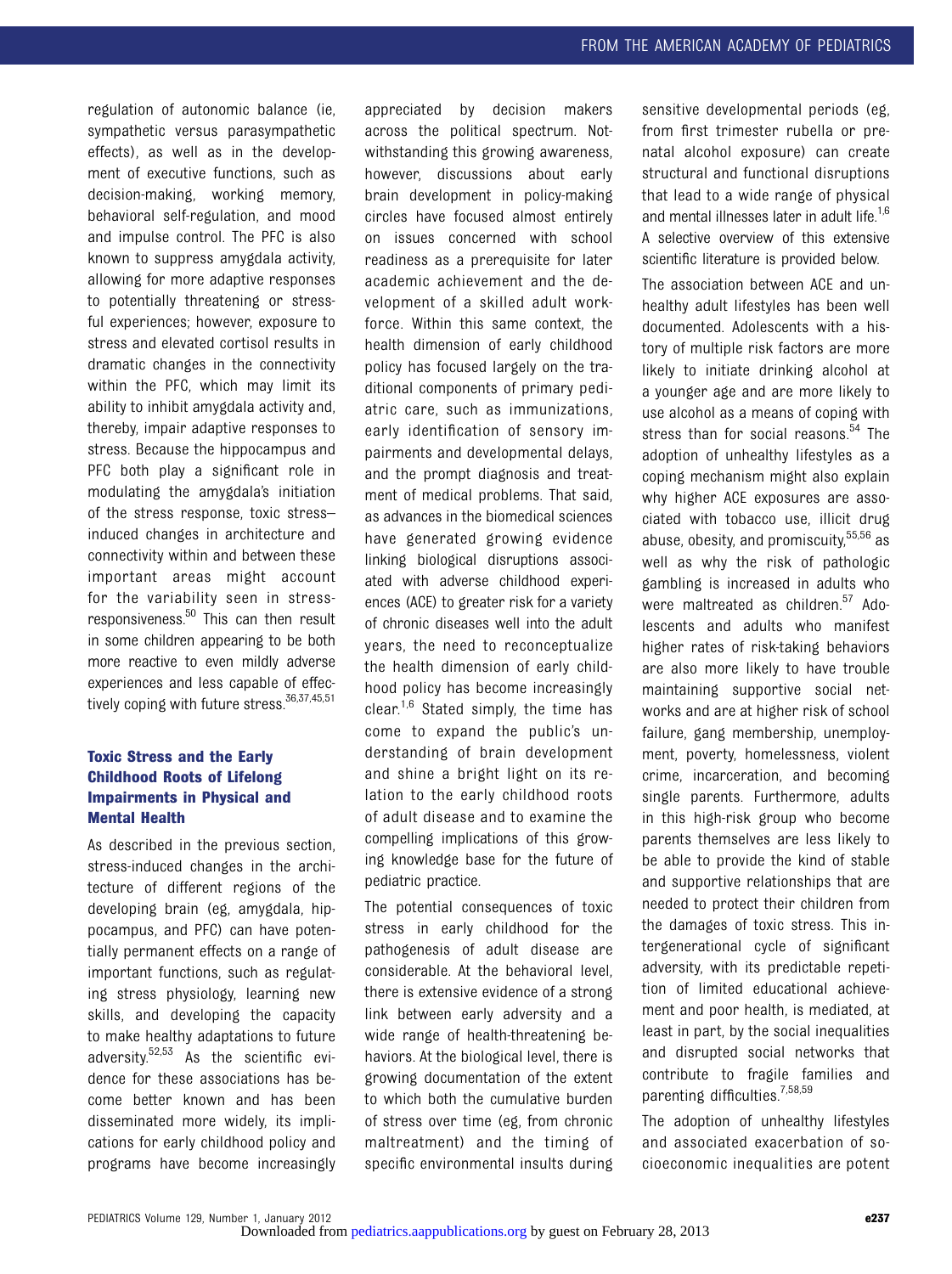regulation of autonomic balance (ie, sympathetic versus parasympathetic effects), as well as in the development of executive functions, such as decision-making, working memory, behavioral self-regulation, and mood and impulse control. The PFC is also known to suppress amygdala activity, allowing for more adaptive responses to potentially threatening or stressful experiences; however, exposure to stress and elevated cortisol results in dramatic changes in the connectivity within the PFC, which may limit its ability to inhibit amygdala activity and, thereby, impair adaptive responses to stress. Because the hippocampus and PFC both play a significant role in modulating the amygdala's initiation of the stress response, toxic stress–induced changes in architecture and connectivity within and between these important areas might account for the variability seen in stress-responsiveness.[50] This can then result in some children appearing to be both more reactive to even mildly adverse experiences and less capable of effectively coping with future stress.[36,37,45,51]

### Toxic Stress and the Early Childhood Roots of Lifelong Impairments in Physical and Mental Health

As described in the previous section, stress-induced changes in the architecture of different regions of the developing brain (eg, amygdala, hippocampus, and PFC) can have potentially permanent effects on a range of important functions, such as regulating stress physiology, learning new skills, and developing the capacity to make healthy adaptations to future adversity.[52,53] As the scientific evidence for these associations has become better known and has been disseminated more widely, its implications for early childhood policy and programs have become increasingly appreciated by decision makers across the political spectrum. Notwithstanding this growing awareness, however, discussions about early brain development in policy-making circles have focused almost entirely on issues concerned with school readiness as a prerequisite for later academic achievement and the development of a skilled adult workforce. Within this same context, the health dimension of early childhood policy has focused largely on the traditional components of primary pediatric care, such as immunizations, early identification of sensory impairments and developmental delays, and the prompt diagnosis and treatment of medical problems. That said, as advances in the biomedical sciences have generated growing evidence linking biological disruptions associated with adverse childhood experiences (ACE) to greater risk for a variety of chronic diseases well into the adult years, the need to reconceptualize the health dimension of early childhood policy has become increasingly clear.[1,6] Stated simply, the time has come to expand the public's understanding of brain development and shine a bright light on its relation to the early childhood roots of adult disease and to examine the compelling implications of this growing knowledge base for the future of pediatric practice.

The potential consequences of toxic stress in early childhood for the pathogenesis of adult disease are considerable. At the behavioral level, there is extensive evidence of a strong link between early adversity and a wide range of health-threatening behaviors. At the biological level, there is growing documentation of the extent to which both the cumulative burden of stress over time (eg, from chronic maltreatment) and the timing of specific environmental insults during sensitive developmental periods (eg, from first trimester rubella or prenatal alcohol exposure) can create structural and functional disruptions that lead to a wide range of physical and mental illnesses later in adult life.[1,6] A selective overview of this extensive scientific literature is provided below.

The association between ACE and unhealthy adult lifestyles has been well documented. Adolescents with a history of multiple risk factors are more likely to initiate drinking alcohol at a younger age and are more likely to use alcohol as a means of coping with stress than for social reasons.[54] The adoption of unhealthy lifestyles as a coping mechanism might also explain why higher ACE exposures are associated with tobacco use, illicit drug abuse, obesity, and promiscuity,[55,56] as well as why the risk of pathologic gambling is increased in adults who were maltreated as children.[57] Adolescents and adults who manifest higher rates of risk-taking behaviors are also more likely to have trouble maintaining supportive social networks and are at higher risk of school failure, gang membership, unemployment, poverty, homelessness, violent crime, incarceration, and becoming single parents. Furthermore, adults in this high-risk group who become parents themselves are less likely to be able to provide the kind of stable and supportive relationships that are needed to protect their children from the damages of toxic stress. This intergenerational cycle of significant adversity, with its predictable repetition of limited educational achievement and poor health, is mediated, at least in part, by the social inequalities and disrupted social networks that contribute to fragile families and parenting difficulties.[7,58,59]

The adoption of unhealthy lifestyles and associated exacerbation of socioeconomic inequalities are potent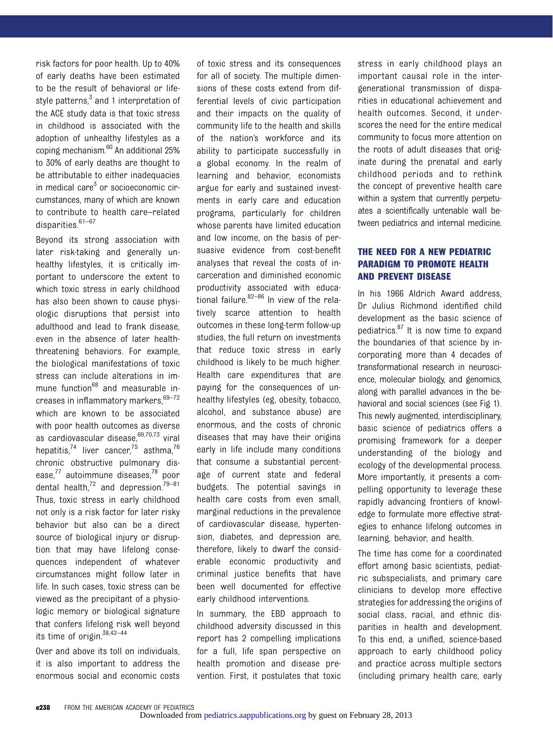risk factors for poor health. Up to 40% of early deaths have been estimated to be the result of behavioral or lifestyle patterns,[3] and 1 interpretation of the ACE study data is that toxic stress in childhood is associated with the adoption of unhealthy lifestyles as a coping mechanism.[60] An additional 25% to 30% of early deaths are thought to be attributable to either inadequacies in medical care[3] or socioeconomic circumstances, many of which are known to contribute to health care–related disparities.[61–67]

Beyond its strong association with later risk-taking and generally unhealthy lifestyles, it is critically important to underscore the extent to which toxic stress in early childhood has also been shown to cause physiologic disruptions that persist into adulthood and lead to frank disease, even in the absence of later health-threatening behaviors. For example, the biological manifestations of toxic stress can include alterations in immune function[68] and measurable increases in inflammatory markers,[69–72] which are known to be associated with poor health outcomes as diverse as cardiovascular disease,[69,70,73] viral hepatitis,[74] liver cancer,[75] asthma,[76] chronic obstructive pulmonary disease,[77] autoimmune diseases,[78] poor dental health,[72] and depression.[79–81] Thus, toxic stress in early childhood not only is a risk factor for later risky behavior but also can be a direct source of biological injury or disruption that may have lifelong consequences independent of whatever circumstances might follow later in life. In such cases, toxic stress can be viewed as the precipitant of a physiologic memory or biological signature that confers lifelong risk well beyond its time of origin.[38,42–44]

Over and above its toll on individuals, it is also important to address the enormous social and economic costs of toxic stress and its consequences for all of society. The multiple dimensions of these costs extend from differential levels of civic participation and their impacts on the quality of community life to the health and skills of the nation's workforce and its ability to participate successfully in a global economy. In the realm of learning and behavior, economists argue for early and sustained investments in early care and education programs, particularly for children whose parents have limited education and low income, on the basis of persuasive evidence from cost-benefit analyses that reveal the costs of incarceration and diminished economic productivity associated with educational failure.[82–86] In view of the relatively scarce attention to health outcomes in these long-term follow-up studies, the full return on investments that reduce toxic stress in early childhood is likely to be much higher. Health care expenditures that are paying for the consequences of unhealthy lifestyles (eg, obesity, tobacco, alcohol, and substance abuse) are enormous, and the costs of chronic diseases that may have their origins early in life include many conditions that consume a substantial percentage of current state and federal budgets. The potential savings in health care costs from even small, marginal reductions in the prevalence of cardiovascular disease, hypertension, diabetes, and depression are, therefore, likely to dwarf the considerable economic productivity and criminal justice benefits that have been well documented for effective early childhood interventions.

In summary, the EBD approach to childhood adversity discussed in this report has 2 compelling implications for a full, life span perspective on health promotion and disease prevention. First, it postulates that toxic stress in early childhood plays an important causal role in the intergenerational transmission of disparities in educational achievement and health outcomes. Second, it underscores the need for the entire medical community to focus more attention on the roots of adult diseases that originate during the prenatal and early childhood periods and to rethink the concept of preventive health care within a system that currently perpetuates a scientifically untenable wall between pediatrics and internal medicine.

## THE NEED FOR A NEW PEDIATRIC PARADIGM TO PROMOTE HEALTH AND PREVENT DISEASE

In his 1966 Aldrich Award address, Dr Julius Richmond identified child development as the basic science of pediatrics.[87] It is now time to expand the boundaries of that science by incorporating more than 4 decades of transformational research in neuroscience, molecular biology, and genomics, along with parallel advances in the behavioral and social sciences (see Fig 1). This newly augmented, interdisciplinary, basic science of pediatrics offers a promising framework for a deeper understanding of the biology and ecology of the developmental process. More importantly, it presents a compelling opportunity to leverage these rapidly advancing frontiers of knowledge to formulate more effective strategies to enhance lifelong outcomes in learning, behavior, and health.

The time has come for a coordinated effort among basic scientists, pediatric subspecialists, and primary care clinicians to develop more effective strategies for addressing the origins of social class, racial, and ethnic disparities in health and development. To this end, a unified, science-based approach to early childhood policy and practice across multiple sectors (including primary health care, early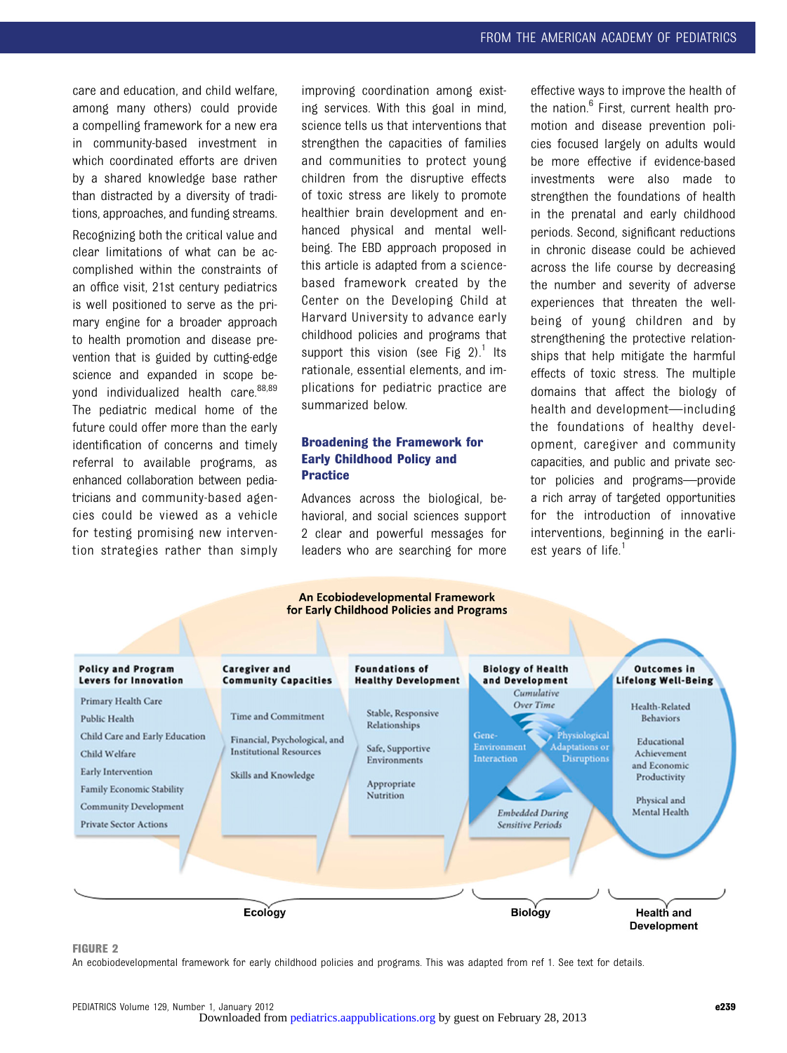care and education, and child welfare, among many others) could provide a compelling framework for a new era in community-based investment in which coordinated efforts are driven by a shared knowledge base rather than distracted by a diversity of traditions, approaches, and funding streams.

Recognizing both the critical value and clear limitations of what can be accomplished within the constraints of an office visit, 21st century pediatrics is well positioned to serve as the primary engine for a broader approach to health promotion and disease prevention that is guided by cutting-edge science and expanded in scope beyond individualized health care.[88,89] The pediatric medical home of the future could offer more than the early identification of concerns and timely referral to available programs, as enhanced collaboration between pediatricians and community-based agencies could be viewed as a vehicle for testing promising new intervention strategies rather than simply improving coordination among existing services. With this goal in mind, science tells us that interventions that strengthen the capacities of families and communities to protect young children from the disruptive effects of toxic stress are likely to promote healthier brain development and enhanced physical and mental well-being. The EBD approach proposed in this article is adapted from a science-based framework created by the Center on the Developing Child at Harvard University to advance early childhood policies and programs that support this vision (see Fig 2).[1] Its rationale, essential elements, and implications for pediatric practice are summarized below.

## Broadening the Framework for Early Childhood Policy and Practice

Advances across the biological, behavioral, and social sciences support 2 clear and powerful messages for leaders who are searching for more effective ways to improve the health of the nation.[6] First, current health promotion and disease prevention policies focused largely on adults would be more effective if evidence-based investments were also made to strengthen the foundations of health in the prenatal and early childhood periods. Second, significant reductions in chronic disease could be achieved across the life course by decreasing the number and severity of adverse experiences that threaten the well-being of young children and by strengthening the protective relationships that help mitigate the harmful effects of toxic stress. The multiple domains that affect the biology of health and development—including the foundations of healthy development, caregiver and community capacities, and public and private sector policies and programs—provide a rich array of targeted opportunities for the introduction of innovative interventions, beginning in the earliest years of life.[1]

An Ecobiodevelopmental Framework for Early Childhood Policies and Programs

Policy and Program Levers for Innovation
Primary Health Care
Public Health
Child Care and Early Education
Child Welfare
Early Intervention
Family Economic Stability
Community Development
Private Sector Actions

Caregiver and Community Capacities
Time and Commitment
Financial, Psychological, and Institutional Resources
Skills and Knowledge

Foundations of Healthy Development
Stable, Responsive Relationships
Safe, Supportive Environments
Appropriate Nutrition

Biology of Health and Development
Cumulative Over Time
Gene-Environment Interaction
Physiological Adaptations or Disruptions
Embedded During Sensitive Periods

Outcomes in Lifelong Well-Being
Health-Related Behaviors
Educational Achievement and Economic Productivity
Physical and Mental Health

Ecology
Biology
Health and Development

**FIGURE 2**
An ecobiodevelopmental framework for early childhood policies and programs. This was adapted from ref 1. See text for details.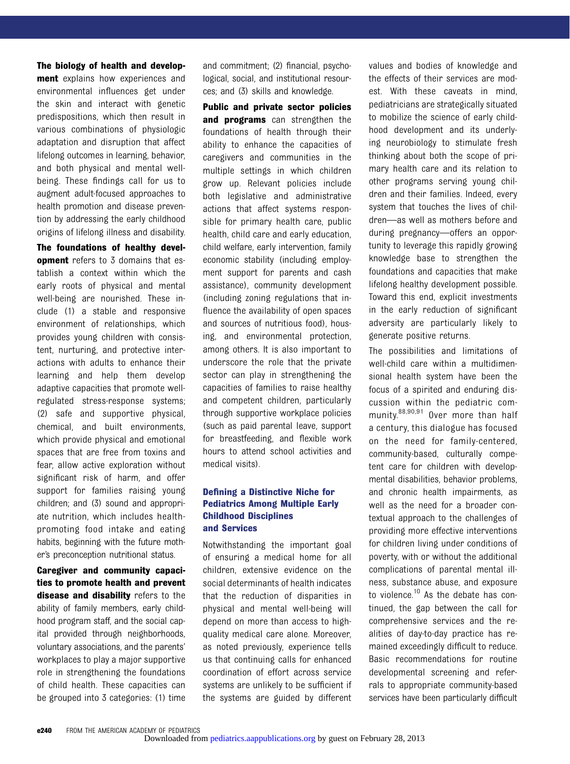**The biology of health and development** explains how experiences and environmental influences get under the skin and interact with genetic predispositions, which then result in various combinations of physiologic adaptation and disruption that affect lifelong outcomes in learning, behavior, and both physical and mental well-being. These findings call for us to augment adult-focused approaches to health promotion and disease prevention by addressing the early childhood origins of lifelong illness and disability.

**The foundations of healthy development** refers to 3 domains that establish a context within which the early roots of physical and mental well-being are nourished. These include (1) a stable and responsive environment of relationships, which provides young children with consistent, nurturing, and protective interactions with adults to enhance their learning and help them develop adaptive capacities that promote well-regulated stress-response systems; (2) safe and supportive physical, chemical, and built environments, which provide physical and emotional spaces that are free from toxins and fear, allow active exploration without significant risk of harm, and offer support for families raising young children; and (3) sound and appropriate nutrition, which includes health-promoting food intake and eating habits, beginning with the future mother's preconception nutritional status.

**Caregiver and community capacities to promote health and prevent disease and disability** refers to the ability of family members, early childhood program staff, and the social capital provided through neighborhoods, voluntary associations, and the parents' workplaces to play a major supportive role in strengthening the foundations of child health. These capacities can be grouped into 3 categories: (1) time and commitment; (2) financial, psychological, social, and institutional resources; and (3) skills and knowledge.

**Public and private sector policies and programs** can strengthen the foundations of health through their ability to enhance the capacities of caregivers and communities in the multiple settings in which children grow up. Relevant policies include both legislative and administrative actions that affect systems responsible for primary health care, public health, child care and early education, child welfare, early intervention, family economic stability (including employment support for parents and cash assistance), community development (including zoning regulations that influence the availability of open spaces and sources of nutritious food), housing, and environmental protection, among others. It is also important to underscore the role that the private sector can play in strengthening the capacities of families to raise healthy and competent children, particularly through supportive workplace policies (such as paid parental leave, support for breastfeeding, and flexible work hours to attend school activities and medical visits).

## Defining a Distinctive Niche for Pediatrics Among Multiple Early Childhood Disciplines and Services

Notwithstanding the important goal of ensuring a medical home for all children, extensive evidence on the social determinants of health indicates that the reduction of disparities in physical and mental well-being will depend on more than access to high-quality medical care alone. Moreover, as noted previously, experience tells us that continuing calls for enhanced coordination of effort across service systems are unlikely to be sufficient if the systems are guided by different values and bodies of knowledge and the effects of their services are modest. With these caveats in mind, pediatricians are strategically situated to mobilize the science of early childhood development and its underlying neurobiology to stimulate fresh thinking about both the scope of primary health care and its relation to other programs serving young children and their families. Indeed, every system that touches the lives of children—as well as mothers before and during pregnancy—offers an opportunity to leverage this rapidly growing knowledge base to strengthen the foundations and capacities that make lifelong healthy development possible. Toward this end, explicit investments in the early reduction of significant adversity are particularly likely to generate positive returns.

The possibilities and limitations of well-child care within a multidimensional health system have been the focus of a spirited and enduring discussion within the pediatric community.[88,90,91] Over more than half a century, this dialogue has focused on the need for family-centered, community-based, culturally competent care for children with developmental disabilities, behavior problems, and chronic health impairments, as well as the need for a broader contextual approach to the challenges of providing more effective interventions for children living under conditions of poverty, with or without the additional complications of parental mental illness, substance abuse, and exposure to violence.[10] As the debate has continued, the gap between the call for comprehensive services and the realities of day-to-day practice has remained exceedingly difficult to reduce. Basic recommendations for routine developmental screening and referrals to appropriate community-based services have been particularly difficult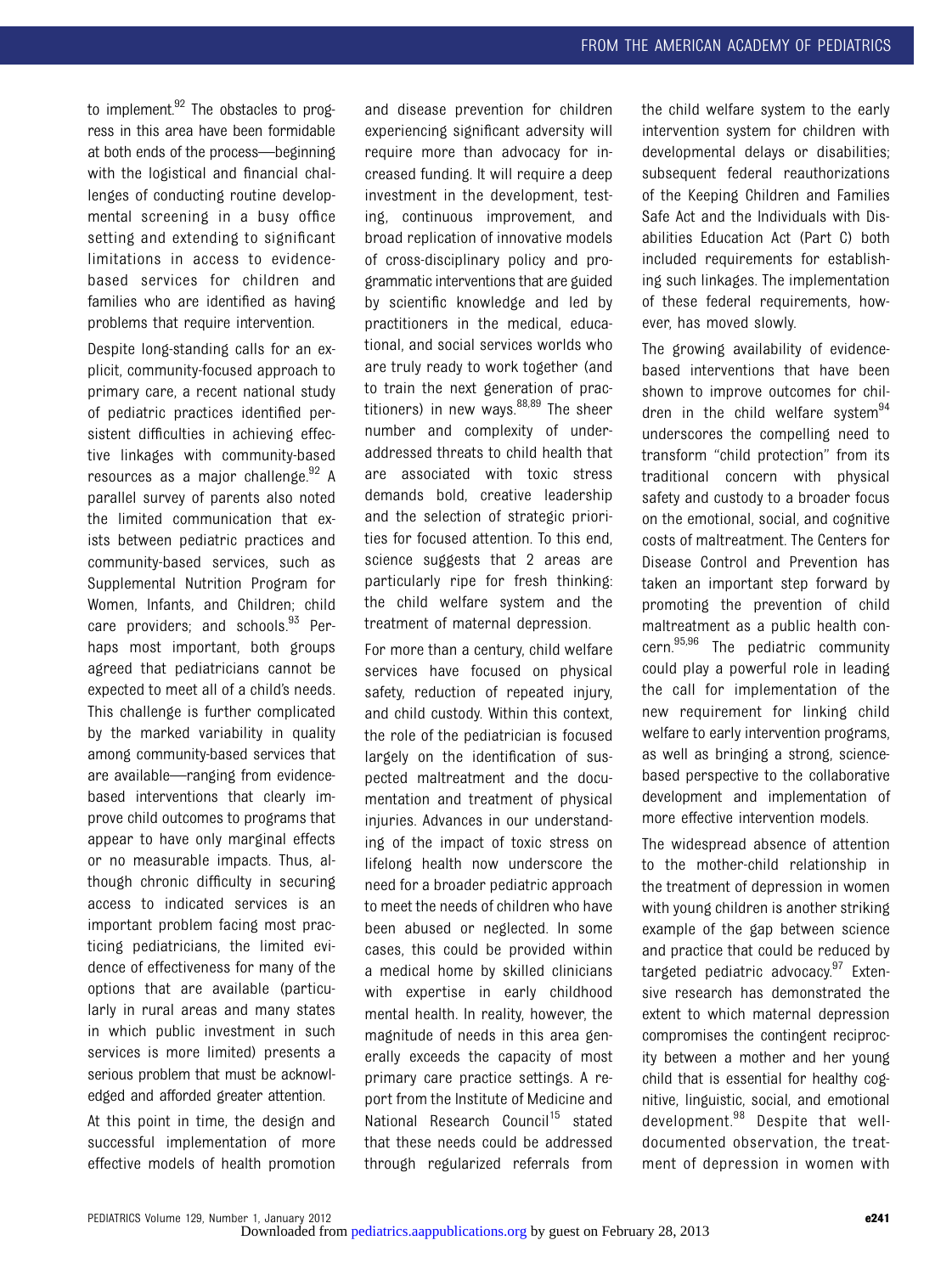to implement.[92] The obstacles to progress in this area have been formidable at both ends of the process—beginning with the logistical and financial challenges of conducting routine developmental screening in a busy office setting and extending to significant limitations in access to evidence-based services for children and families who are identified as having problems that require intervention.

Despite long-standing calls for an explicit, community-focused approach to primary care, a recent national study of pediatric practices identified persistent difficulties in achieving effective linkages with community-based resources as a major challenge.[92] A parallel survey of parents also noted the limited communication that exists between pediatric practices and community-based services, such as Supplemental Nutrition Program for Women, Infants, and Children; child care providers; and schools.[93] Perhaps most important, both groups agreed that pediatricians cannot be expected to meet all of a child's needs. This challenge is further complicated by the marked variability in quality among community-based services that are available—ranging from evidence-based interventions that clearly improve child outcomes to programs that appear to have only marginal effects or no measurable impacts. Thus, although chronic difficulty in securing access to indicated services is an important problem facing most practicing pediatricians, the limited evidence of effectiveness for many of the options that are available (particularly in rural areas and many states in which public investment in such services is more limited) presents a serious problem that must be acknowledged and afforded greater attention.

At this point in time, the design and successful implementation of more effective models of health promotion and disease prevention for children experiencing significant adversity will require more than advocacy for increased funding. It will require a deep investment in the development, testing, continuous improvement, and broad replication of innovative models of cross-disciplinary policy and programmatic interventions that are guided by scientific knowledge and led by practitioners in the medical, educational, and social services worlds who are truly ready to work together (and to train the next generation of practitioners) in new ways.[88,89] The sheer number and complexity of underaddressed threats to child health that are associated with toxic stress demands bold, creative leadership and the selection of strategic priorities for focused attention. To this end, science suggests that 2 areas are particularly ripe for fresh thinking: the child welfare system and the treatment of maternal depression.

For more than a century, child welfare services have focused on physical safety, reduction of repeated injury, and child custody. Within this context, the role of the pediatrician is focused largely on the identification of suspected maltreatment and the documentation and treatment of physical injuries. Advances in our understanding of the impact of toxic stress on lifelong health now underscore the need for a broader pediatric approach to meet the needs of children who have been abused or neglected. In some cases, this could be provided within a medical home by skilled clinicians with expertise in early childhood mental health. In reality, however, the magnitude of needs in this area generally exceeds the capacity of most primary care practice settings. A report from the Institute of Medicine and National Research Council[15] stated that these needs could be addressed through regularized referrals from the child welfare system to the early intervention system for children with developmental delays or disabilities; subsequent federal reauthorizations of the Keeping Children and Families Safe Act and the Individuals with Disabilities Education Act (Part C) both included requirements for establishing such linkages. The implementation of these federal requirements, however, has moved slowly.

The growing availability of evidence-based interventions that have been shown to improve outcomes for children in the child welfare system[94] underscores the compelling need to transform "child protection" from its traditional concern with physical safety and custody to a broader focus on the emotional, social, and cognitive costs of maltreatment. The Centers for Disease Control and Prevention has taken an important step forward by promoting the prevention of child maltreatment as a public health concern.[95,96] The pediatric community could play a powerful role in leading the call for implementation of the new requirement for linking child welfare to early intervention programs, as well as bringing a strong, science-based perspective to the collaborative development and implementation of more effective intervention models.

The widespread absence of attention to the mother-child relationship in the treatment of depression in women with young children is another striking example of the gap between science and practice that could be reduced by targeted pediatric advocacy.[97] Extensive research has demonstrated the extent to which maternal depression compromises the contingent reciprocity between a mother and her young child that is essential for healthy cognitive, linguistic, social, and emotional development.[98] Despite that well-documented observation, the treatment of depression in women with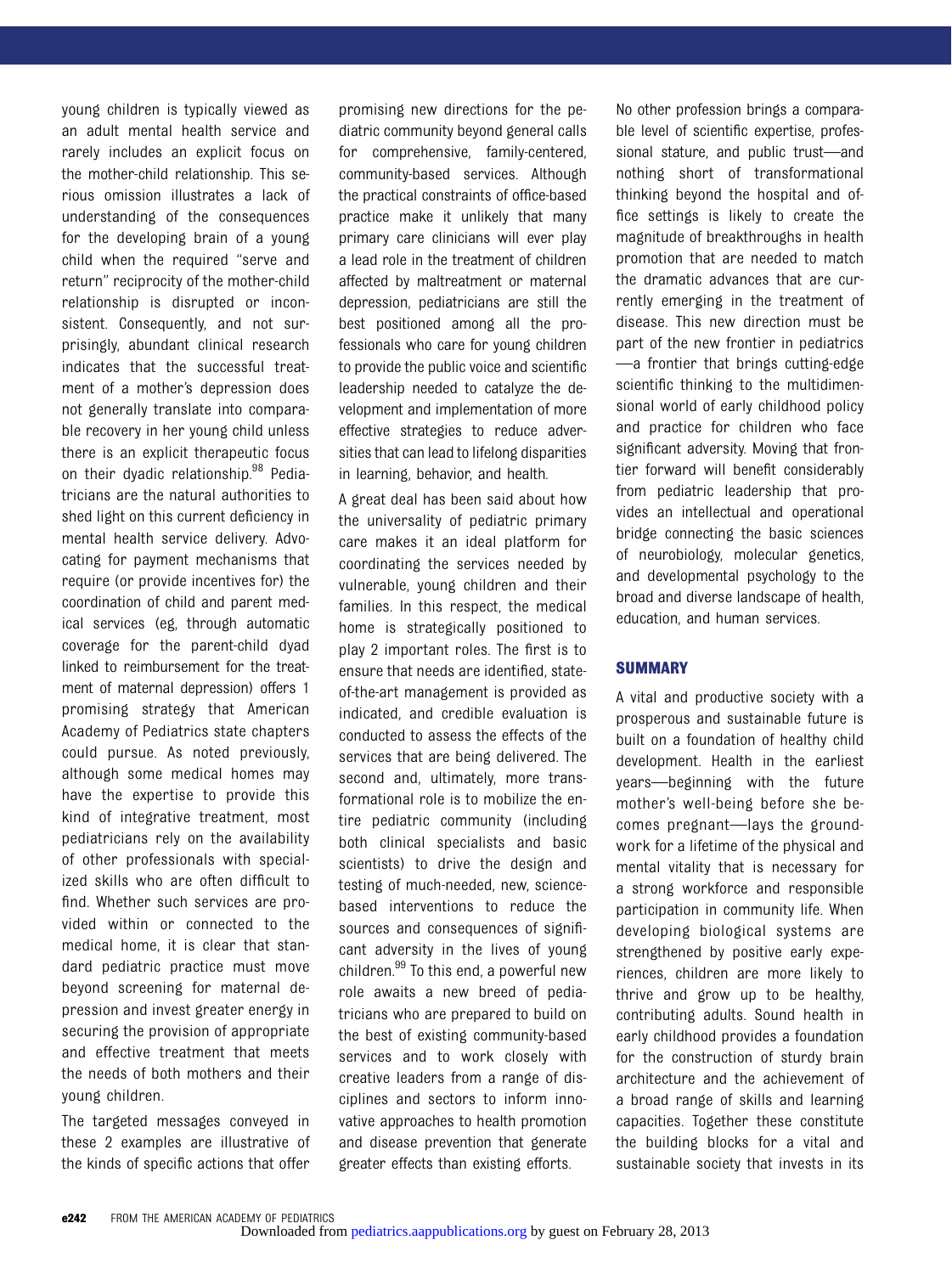young children is typically viewed as an adult mental health service and rarely includes an explicit focus on the mother-child relationship. This serious omission illustrates a lack of understanding of the consequences for the developing brain of a young child when the required "serve and return" reciprocity of the mother-child relationship is disrupted or inconsistent. Consequently, and not surprisingly, abundant clinical research indicates that the successful treatment of a mother's depression does not generally translate into comparable recovery in her young child unless there is an explicit therapeutic focus on their dyadic relationship.[98] Pediatricians are the natural authorities to shed light on this current deficiency in mental health service delivery. Advocating for payment mechanisms that require (or provide incentives for) the coordination of child and parent medical services (eg, through automatic coverage for the parent-child dyad linked to reimbursement for the treatment of maternal depression) offers 1 promising strategy that American Academy of Pediatrics state chapters could pursue. As noted previously, although some medical homes may have the expertise to provide this kind of integrative treatment, most pediatricians rely on the availability of other professionals with specialized skills who are often difficult to find. Whether such services are provided within or connected to the medical home, it is clear that standard pediatric practice must move beyond screening for maternal depression and invest greater energy in securing the provision of appropriate and effective treatment that meets the needs of both mothers and their young children.

The targeted messages conveyed in these 2 examples are illustrative of the kinds of specific actions that offer promising new directions for the pediatric community beyond general calls for comprehensive, family-centered, community-based services. Although the practical constraints of office-based practice make it unlikely that many primary care clinicians will ever play a lead role in the treatment of children affected by maltreatment or maternal depression, pediatricians are still the best positioned among all the professionals who care for young children to provide the public voice and scientific leadership needed to catalyze the development and implementation of more effective strategies to reduce adversities that can lead to lifelong disparities in learning, behavior, and health.

A great deal has been said about how the universality of pediatric primary care makes it an ideal platform for coordinating the services needed by vulnerable, young children and their families. In this respect, the medical home is strategically positioned to play 2 important roles. The first is to ensure that needs are identified, state-of-the-art management is provided as indicated, and credible evaluation is conducted to assess the effects of the services that are being delivered. The second and, ultimately, more transformational role is to mobilize the entire pediatric community (including both clinical specialists and basic scientists) to drive the design and testing of much-needed, new, science-based interventions to reduce the sources and consequences of significant adversity in the lives of young children.[99] To this end, a powerful new role awaits a new breed of pediatricians who are prepared to build on the best of existing community-based services and to work closely with creative leaders from a range of disciplines and sectors to inform innovative approaches to health promotion and disease prevention that generate greater effects than existing efforts. No other profession brings a comparable level of scientific expertise, professional stature, and public trust—and nothing short of transformational thinking beyond the hospital and office settings is likely to create the magnitude of breakthroughs in health promotion that are needed to match the dramatic advances that are currently emerging in the treatment of disease. This new direction must be part of the new frontier in pediatrics—a frontier that brings cutting-edge scientific thinking to the multidimensional world of early childhood policy and practice for children who face significant adversity. Moving that frontier forward will benefit considerably from pediatric leadership that provides an intellectual and operational bridge connecting the basic sciences of neurobiology, molecular genetics, and developmental psychology to the broad and diverse landscape of health, education, and human services.

## SUMMARY

A vital and productive society with a prosperous and sustainable future is built on a foundation of healthy child development. Health in the earliest years—beginning with the future mother's well-being before she becomes pregnant—lays the groundwork for a lifetime of the physical and mental vitality that is necessary for a strong workforce and responsible participation in community life. When developing biological systems are strengthened by positive early experiences, children are more likely to thrive and grow up to be healthy, contributing adults. Sound health in early childhood provides a foundation for the construction of sturdy brain architecture and the achievement of a broad range of skills and learning capacities. Together these constitute the building blocks for a vital and sustainable society that invests in its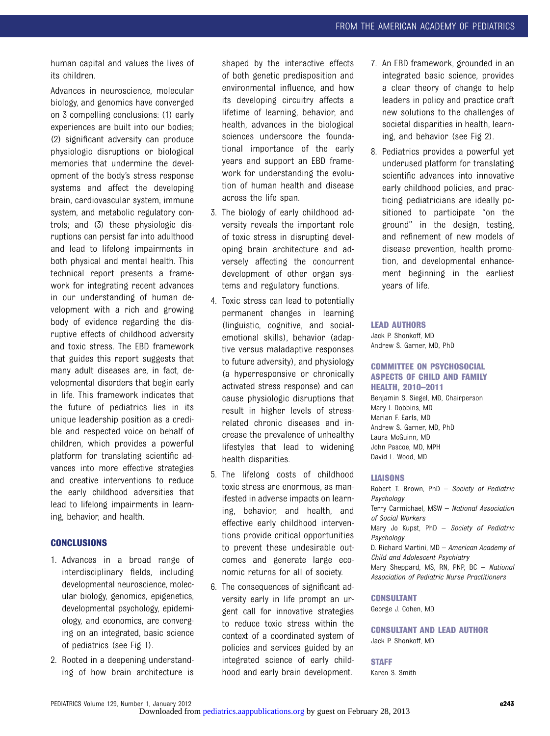human capital and values the lives of its children.

Advances in neuroscience, molecular biology, and genomics have converged on 3 compelling conclusions: (1) early experiences are built into our bodies; (2) significant adversity can produce physiologic disruptions or biological memories that undermine the development of the body's stress response systems and affect the developing brain, cardiovascular system, immune system, and metabolic regulatory controls; and (3) these physiologic disruptions can persist far into adulthood and lead to lifelong impairments in both physical and mental health. This technical report presents a framework for integrating recent advances in our understanding of human development with a rich and growing body of evidence regarding the disruptive effects of childhood adversity and toxic stress. The EBD framework that guides this report suggests that many adult diseases are, in fact, developmental disorders that begin early in life. This framework indicates that the future of pediatrics lies in its unique leadership position as a credible and respected voice on behalf of children, which provides a powerful platform for translating scientific advances into more effective strategies and creative interventions to reduce the early childhood adversities that lead to lifelong impairments in learning, behavior, and health.

## CONCLUSIONS

1. Advances in a broad range of interdisciplinary fields, including developmental neuroscience, molecular biology, genomics, epigenetics, developmental psychology, epidemiology, and economics, are converging on an integrated, basic science of pediatrics (see Fig 1).
2. Rooted in a deepening understanding of how brain architecture is shaped by the interactive effects of both genetic predisposition and environmental influence, and how its developing circuitry affects a lifetime of learning, behavior, and health, advances in the biological sciences underscore the foundational importance of the early years and support an EBD framework for understanding the evolution of human health and disease across the life span.
3. The biology of early childhood adversity reveals the important role of toxic stress in disrupting developing brain architecture and adversely affecting the concurrent development of other organ systems and regulatory functions.
4. Toxic stress can lead to potentially permanent changes in learning (linguistic, cognitive, and social-emotional skills), behavior (adaptive versus maladaptive responses to future adversity), and physiology (a hyperresponsive or chronically activated stress response) and can cause physiologic disruptions that result in higher levels of stress-related chronic diseases and increase the prevalence of unhealthy lifestyles that lead to widening health disparities.
5. The lifelong costs of childhood toxic stress are enormous, as manifested in adverse impacts on learning, behavior, and health, and effective early childhood interventions provide critical opportunities to prevent these undesirable outcomes and generate large economic returns for all of society.
6. The consequences of significant adversity early in life prompt an urgent call for innovative strategies to reduce toxic stress within the context of a coordinated system of policies and services guided by an integrated science of early childhood and early brain development.
7. An EBD framework, grounded in an integrated basic science, provides a clear theory of change to help leaders in policy and practice craft new solutions to the challenges of societal disparities in health, learning, and behavior (see Fig 2).
8. Pediatrics provides a powerful yet underused platform for translating scientific advances into innovative early childhood policies, and practicing pediatricians are ideally positioned to participate "on the ground" in the design, testing, and refinement of new models of disease prevention, health promotion, and developmental enhancement beginning in the earliest years of life.

### LEAD AUTHORS

Jack P. Shonkoff, MD
Andrew S. Garner, MD, PhD

### COMMITTEE ON PSYCHOSOCIAL ASPECTS OF CHILD AND FAMILY HEALTH, 2010–2011

Benjamin S. Siegel, MD, Chairperson
Mary I. Dobbins, MD
Marian F. Earls, MD
Andrew S. Garner, MD, PhD
Laura McGuinn, MD
John Pascoe, MD, MPH
David L. Wood, MD

### LIAISONS

Robert T. Brown, PhD – *Society of Pediatric Psychology*
Terry Carmichael, MSW – *National Association of Social Workers*
Mary Jo Kupst, PhD – *Society of Pediatric Psychology*
D. Richard Martini, MD – *American Academy of Child and Adolescent Psychiatry*
Mary Sheppard, MS, RN, PNP, BC – *National Association of Pediatric Nurse Practitioners*

### CONSULTANT

George J. Cohen, MD

### CONSULTANT AND LEAD AUTHOR

Jack P. Shonkoff, MD

### STAFF

Karen S. Smith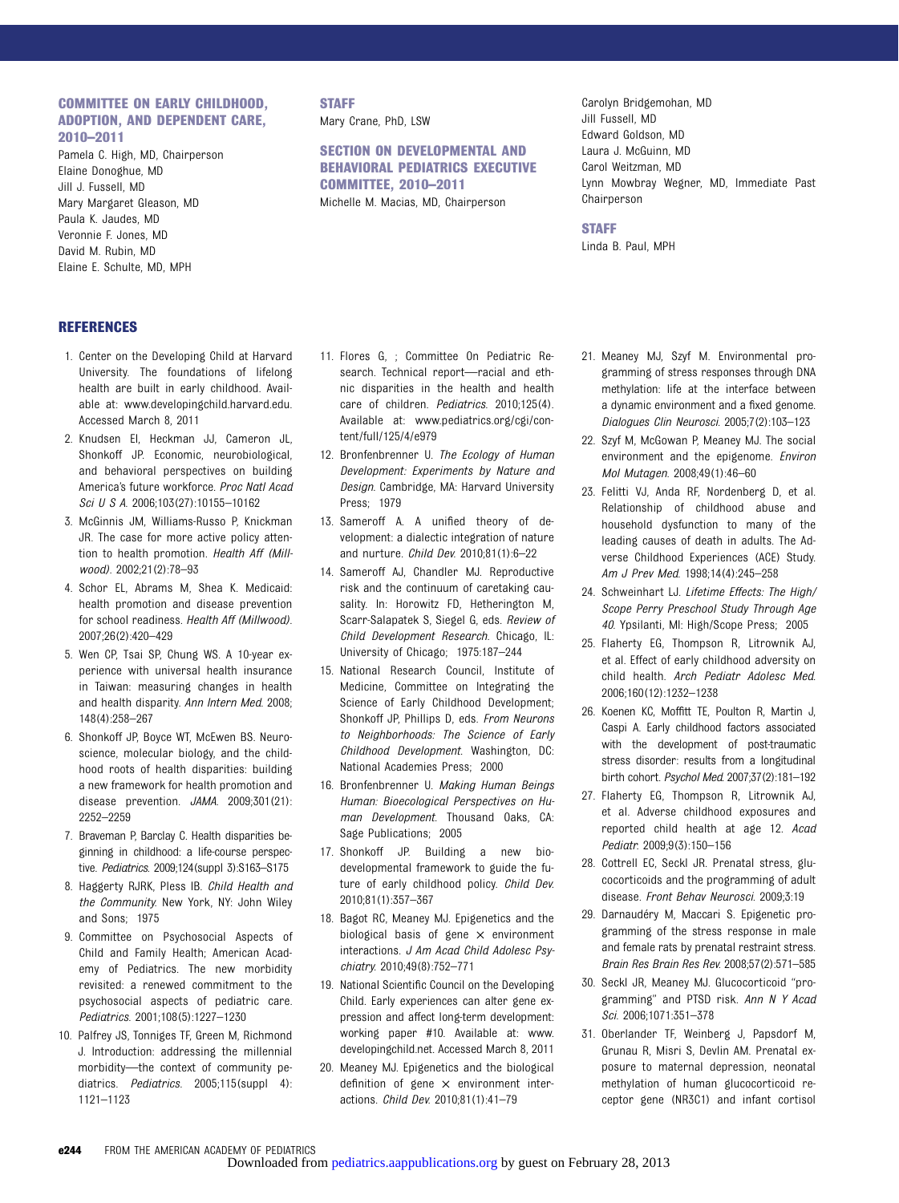### COMMITTEE ON EARLY CHILDHOOD, ADOPTION, AND DEPENDENT CARE, 2010–2011

Pamela C. High, MD, Chairperson
Elaine Donoghue, MD
Jill J. Fussell, MD
Mary Margaret Gleason, MD
Paula K. Jaudes, MD
Veronnie F. Jones, MD
David M. Rubin, MD
Elaine E. Schulte, MD, MPH

### STAFF

Mary Crane, PhD, LSW

### SECTION ON DEVELOPMENTAL AND BEHAVIORAL PEDIATRICS EXECUTIVE COMMITTEE, 2010–2011

Michelle M. Macias, MD, Chairperson
Carolyn Bridgemohan, MD
Jill Fussell, MD
Edward Goldson, MD
Laura J. McGuinn, MD
Carol Weitzman, MD
Lynn Mowbray Wegner, MD, Immediate Past Chairperson

### STAFF

Linda B. Paul, MPH

## REFERENCES

1. Center on the Developing Child at Harvard University. The foundations of lifelong health are built in early childhood. Available at: www.developingchild.harvard.edu. Accessed March 8, 2011
2. Knudsen EI, Heckman JJ, Cameron JL, Shonkoff JP. Economic, neurobiological, and behavioral perspectives on building America's future workforce. *Proc Natl Acad Sci U S A*. 2006;103(27):10155–10162
3. McGinnis JM, Williams-Russo P, Knickman JR. The case for more active policy attention to health promotion. *Health Aff (Millwood)*. 2002;21(2):78–93
4. Schor EL, Abrams M, Shea K. Medicaid: health promotion and disease prevention for school readiness. *Health Aff (Millwood)*. 2007;26(2):420–429
5. Wen CP, Tsai SP, Chung WS. A 10-year experience with universal health insurance in Taiwan: measuring changes in health and health disparity. *Ann Intern Med*. 2008;148(4):258–267
6. Shonkoff JP, Boyce WT, McEwen BS. Neuroscience, molecular biology, and the childhood roots of health disparities: building a new framework for health promotion and disease prevention. *JAMA*. 2009;301(21):2252–2259
7. Braveman P, Barclay C. Health disparities beginning in childhood: a life-course perspective. *Pediatrics*. 2009;124(suppl 3):S163–S175
8. Haggerty RJRK, Pless IB. *Child Health and the Community*. New York, NY: John Wiley and Sons; 1975
9. Committee on Psychosocial Aspects of Child and Family Health; American Academy of Pediatrics. The new morbidity revisited: a renewed commitment to the psychosocial aspects of pediatric care. *Pediatrics*. 2001;108(5):1227–1230
10. Palfrey JS, Tonniges TF, Green M, Richmond J. Introduction: addressing the millennial morbidity—the context of community pediatrics. *Pediatrics*. 2005;115(suppl 4):1121–1123
11. Flores G, ; Committee On Pediatric Research. Technical report—racial and ethnic disparities in the health and health care of children. *Pediatrics*. 2010;125(4). Available at: www.pediatrics.org/cgi/content/full/125/4/e979
12. Bronfenbrenner U. *The Ecology of Human Development: Experiments by Nature and Design*. Cambridge, MA: Harvard University Press; 1979
13. Sameroff A. A unified theory of development: a dialectic integration of nature and nurture. *Child Dev*. 2010;81(1):6–22
14. Sameroff AJ, Chandler MJ. Reproductive risk and the continuum of caretaking causality. In: Horowitz FD, Hetherington M, Scarr-Salapatek S, Siegel G, eds. *Review of Child Development Research*. Chicago, IL: University of Chicago; 1975:187–244
15. National Research Council, Institute of Medicine, Committee on Integrating the Science of Early Childhood Development; Shonkoff JP, Phillips D, eds. *From Neurons to Neighborhoods: The Science of Early Childhood Development*. Washington, DC: National Academies Press; 2000
16. Bronfenbrenner U. *Making Human Beings Human: Bioecological Perspectives on Human Development*. Thousand Oaks, CA: Sage Publications; 2005
17. Shonkoff JP. Building a new biodevelopmental framework to guide the future of early childhood policy. *Child Dev*. 2010;81(1):357–367
18. Bagot RC, Meaney MJ. Epigenetics and the biological basis of gene × environment interactions. *J Am Acad Child Adolesc Psychiatry*. 2010;49(8):752–771
19. National Scientific Council on the Developing Child. Early experiences can alter gene expression and affect long-term development: working paper #10. Available at: www.developingchild.net. Accessed March 8, 2011
20. Meaney MJ. Epigenetics and the biological definition of gene × environment interactions. *Child Dev*. 2010;81(1):41–79
21. Meaney MJ, Szyf M. Environmental programming of stress responses through DNA methylation: life at the interface between a dynamic environment and a fixed genome. *Dialogues Clin Neurosci*. 2005;7(2):103–123
22. Szyf M, McGowan P, Meaney MJ. The social environment and the epigenome. *Environ Mol Mutagen*. 2008;49(1):46–60
23. Felitti VJ, Anda RF, Nordenberg D, et al. Relationship of childhood abuse and household dysfunction to many of the leading causes of death in adults. The Adverse Childhood Experiences (ACE) Study. *Am J Prev Med*. 1998;14(4):245–258
24. Schweinhart LJ. *Lifetime Effects: The High/Scope Perry Preschool Study Through Age 40*. Ypsilanti, MI: High/Scope Press; 2005
25. Flaherty EG, Thompson R, Litrownik AJ, et al. Effect of early childhood adversity on child health. *Arch Pediatr Adolesc Med*. 2006;160(12):1232–1238
26. Koenen KC, Moffitt TE, Poulton R, Martin J, Caspi A. Early childhood factors associated with the development of post-traumatic stress disorder: results from a longitudinal birth cohort. *Psychol Med*. 2007;37(2):181–192
27. Flaherty EG, Thompson R, Litrownik AJ, et al. Adverse childhood exposures and reported child health at age 12. *Acad Pediatr*. 2009;9(3):150–156
28. Cottrell EC, Seckl JR. Prenatal stress, glucocorticoids and the programming of adult disease. *Front Behav Neurosci*. 2009;3:19
29. Darnaudéry M, Maccari S. Epigenetic programming of the stress response in male and female rats by prenatal restraint stress. *Brain Res Brain Res Rev*. 2008;57(2):571–585
30. Seckl JR, Meaney MJ. Glucocorticoid "programming" and PTSD risk. *Ann N Y Acad Sci*. 2006;1071:351–378
31. Oberlander TF, Weinberg J, Papsdorf M, Grunau R, Misri S, Devlin AM. Prenatal exposure to maternal depression, neonatal methylation of human glucocorticoid receptor gene (NR3C1) and infant cortisol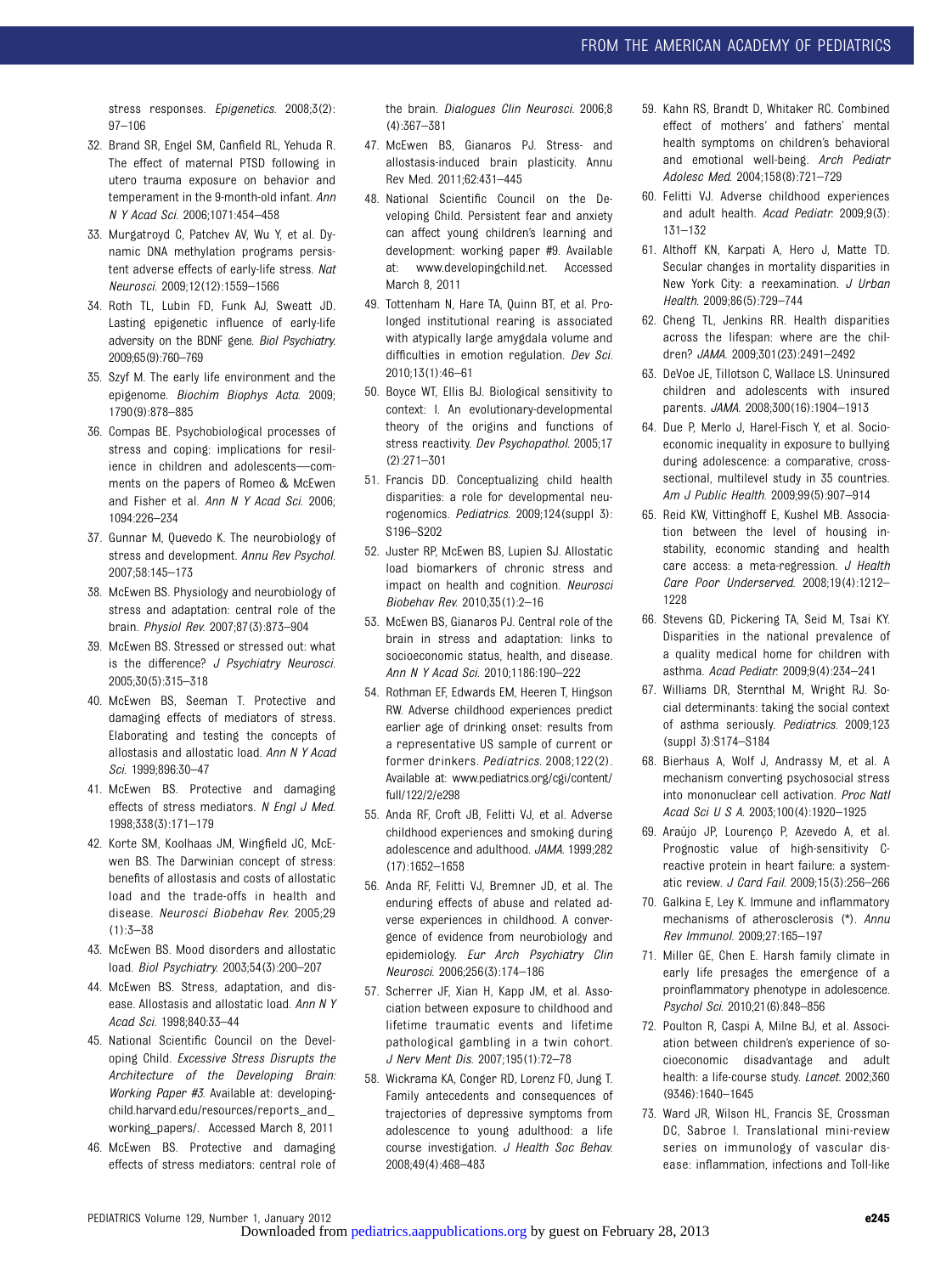stress responses. *Epigenetics*. 2008;3(2):97–106

32. Brand SR, Engel SM, Canfield RL, Yehuda R. The effect of maternal PTSD following in utero trauma exposure on behavior and temperament in the 9-month-old infant. *Ann N Y Acad Sci*. 2006;1071:454–458
33. Murgatroyd C, Patchev AV, Wu Y, et al. Dynamic DNA methylation programs persistent adverse effects of early-life stress. *Nat Neurosci*. 2009;12(12):1559–1566
34. Roth TL, Lubin FD, Funk AJ, Sweatt JD. Lasting epigenetic influence of early-life adversity on the BDNF gene. *Biol Psychiatry*. 2009;65(9):760–769
35. Szyf M. The early life environment and the epigenome. *Biochim Biophys Acta*. 2009;1790(9):878–885
36. Compas BE. Psychobiological processes of stress and coping: implications for resilience in children and adolescents—comments on the papers of Romeo & McEwen and Fisher et al. *Ann N Y Acad Sci*. 2006;1094:226–234
37. Gunnar M, Quevedo K. The neurobiology of stress and development. *Annu Rev Psychol*. 2007;58:145–173
38. McEwen BS. Physiology and neurobiology of stress and adaptation: central role of the brain. *Physiol Rev*. 2007;87(3):873–904
39. McEwen BS. Stressed or stressed out: what is the difference? *J Psychiatry Neurosci*. 2005;30(5):315–318
40. McEwen BS, Seeman T. Protective and damaging effects of mediators of stress. Elaborating and testing the concepts of allostasis and allostatic load. *Ann N Y Acad Sci*. 1999;896:30–47
41. McEwen BS. Protective and damaging effects of stress mediators. *N Engl J Med*. 1998;338(3):171–179
42. Korte SM, Koolhaas JM, Wingfield JC, McEwen BS. The Darwinian concept of stress: benefits of allostasis and costs of allostatic load and the trade-offs in health and disease. *Neurosci Biobehav Rev*. 2005;29(1):3–38
43. McEwen BS. Mood disorders and allostatic load. *Biol Psychiatry*. 2003;54(3):200–207
44. McEwen BS. Stress, adaptation, and disease. Allostasis and allostatic load. *Ann N Y Acad Sci*. 1998;840:33–44
45. National Scientific Council on the Developing Child. *Excessive Stress Disrupts the Architecture of the Developing Brain: Working Paper #3*. Available at: developingchild.harvard.edu/resources/reports_and_working_papers/. Accessed March 8, 2011
46. McEwen BS. Protective and damaging effects of stress mediators: central role of the brain. *Dialogues Clin Neurosci*. 2006;8(4):367–381
47. McEwen BS, Gianaros PJ. Stress- and allostasis-induced brain plasticity. Annu Rev Med. 2011;62:431–445
48. National Scientific Council on the Developing Child. Persistent fear and anxiety can affect young children's learning and development: working paper #9. Available at: www.developingchild.net. Accessed March 8, 2011
49. Tottenham N, Hare TA, Quinn BT, et al. Prolonged institutional rearing is associated with atypically large amygdala volume and difficulties in emotion regulation. *Dev Sci*. 2010;13(1):46–61
50. Boyce WT, Ellis BJ. Biological sensitivity to context: I. An evolutionary-developmental theory of the origins and functions of stress reactivity. *Dev Psychopathol*. 2005;17(2):271–301
51. Francis DD. Conceptualizing child health disparities: a role for developmental neurogenomics. *Pediatrics*. 2009;124(suppl 3):S196–S202
52. Juster RP, McEwen BS, Lupien SJ. Allostatic load biomarkers of chronic stress and impact on health and cognition. *Neurosci Biobehav Rev*. 2010;35(1):2–16
53. McEwen BS, Gianaros PJ. Central role of the brain in stress and adaptation: links to socioeconomic status, health, and disease. *Ann N Y Acad Sci*. 2010;1186:190–222
54. Rothman EF, Edwards EM, Heeren T, Hingson RW. Adverse childhood experiences predict earlier age of drinking onset: results from a representative US sample of current or former drinkers. *Pediatrics*. 2008;122(2). Available at: www.pediatrics.org/cgi/content/full/122/2/e298
55. Anda RF, Croft JB, Felitti VJ, et al. Adverse childhood experiences and smoking during adolescence and adulthood. *JAMA*. 1999;282(17):1652–1658
56. Anda RF, Felitti VJ, Bremner JD, et al. The enduring effects of abuse and related adverse experiences in childhood. A convergence of evidence from neurobiology and epidemiology. *Eur Arch Psychiatry Clin Neurosci*. 2006;256(3):174–186
57. Scherrer JF, Xian H, Kapp JM, et al. Association between exposure to childhood and lifetime traumatic events and lifetime pathological gambling in a twin cohort. *J Nerv Ment Dis*. 2007;195(1):72–78
58. Wickrama KA, Conger RD, Lorenz FO, Jung T. Family antecedents and consequences of trajectories of depressive symptoms from adolescence to young adulthood: a life course investigation. *J Health Soc Behav*. 2008;49(4):468–483
59. Kahn RS, Brandt D, Whitaker RC. Combined effect of mothers' and fathers' mental health symptoms on children's behavioral and emotional well-being. *Arch Pediatr Adolesc Med*. 2004;158(8):721–729
60. Felitti VJ. Adverse childhood experiences and adult health. *Acad Pediatr*. 2009;9(3):131–132
61. Althoff KN, Karpati A, Hero J, Matte TD. Secular changes in mortality disparities in New York City: a reexamination. *J Urban Health*. 2009;86(5):729–744
62. Cheng TL, Jenkins RR. Health disparities across the lifespan: where are the children? *JAMA*. 2009;301(23):2491–2492
63. DeVoe JE, Tillotson C, Wallace LS. Uninsured children and adolescents with insured parents. *JAMA*. 2008;300(16):1904–1913
64. Due P, Merlo J, Harel-Fisch Y, et al. Socioeconomic inequality in exposure to bullying during adolescence: a comparative, cross-sectional, multilevel study in 35 countries. *Am J Public Health*. 2009;99(5):907–914
65. Reid KW, Vittinghoff E, Kushel MB. Association between the level of housing instability, economic standing and health care access: a meta-regression. *J Health Care Poor Underserved*. 2008;19(4):1212–1228
66. Stevens GD, Pickering TA, Seid M, Tsai KY. Disparities in the national prevalence of a quality medical home for children with asthma. *Acad Pediatr*. 2009;9(4):234–241
67. Williams DR, Sternthal M, Wright RJ. Social determinants: taking the social context of asthma seriously. *Pediatrics*. 2009;123(suppl 3):S174–S184
68. Bierhaus A, Wolf J, Andrassy M, et al. A mechanism converting psychosocial stress into mononuclear cell activation. *Proc Natl Acad Sci U S A*. 2003;100(4):1920–1925
69. Araújo JP, Lourenço P, Azevedo A, et al. Prognostic value of high-sensitivity C-reactive protein in heart failure: a systematic review. *J Card Fail*. 2009;15(3):256–266
70. Galkina E, Ley K. Immune and inflammatory mechanisms of atherosclerosis (*). *Annu Rev Immunol*. 2009;27:165–197
71. Miller GE, Chen E. Harsh family climate in early life presages the emergence of a proinflammatory phenotype in adolescence. *Psychol Sci*. 2010;21(6):848–856
72. Poulton R, Caspi A, Milne BJ, et al. Association between children's experience of socioeconomic disadvantage and adult health: a life-course study. *Lancet*. 2002;360(9346):1640–1645
73. Ward JR, Wilson HL, Francis SE, Crossman DC, Sabroe I. Translational mini-review series on immunology of vascular disease: inflammation, infections and Toll-like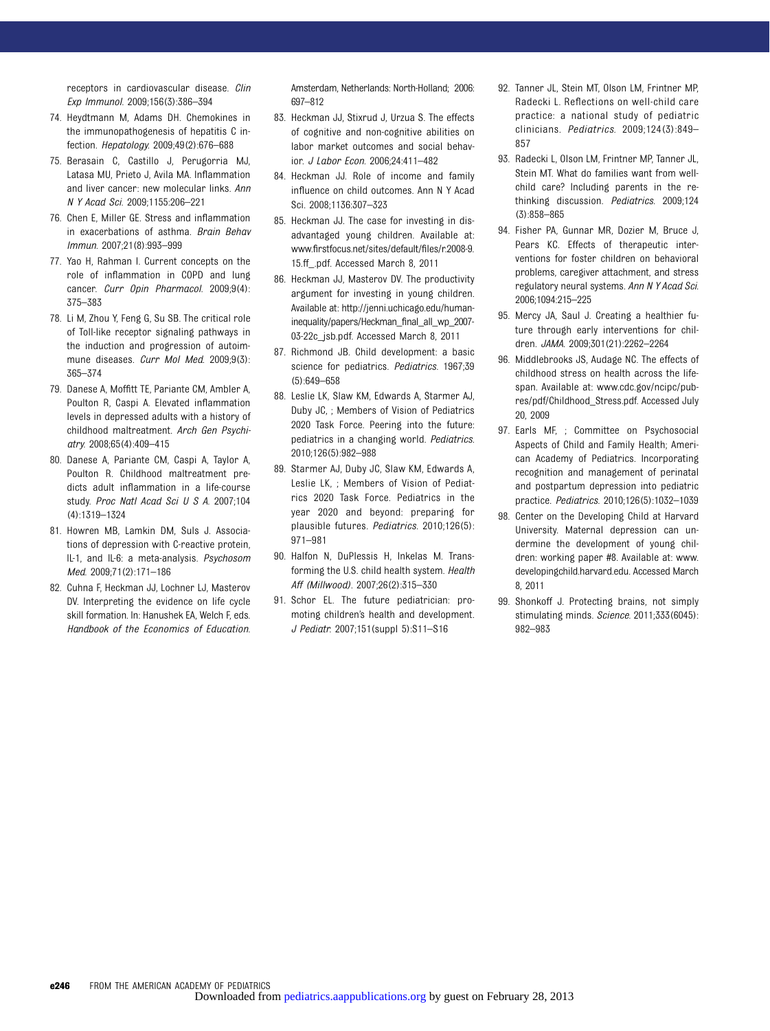receptors in cardiovascular disease. *Clin Exp Immunol.* 2009;156(3):386–394

74. Heydtmann M, Adams DH. Chemokines in the immunopathogenesis of hepatitis C infection. *Hepatology.* 2009;49(2):676–688
75. Berasain C, Castillo J, Perugorria MJ, Latasa MU, Prieto J, Avila MA. Inflammation and liver cancer: new molecular links. *Ann N Y Acad Sci.* 2009;1155:206–221
76. Chen E, Miller GE. Stress and inflammation in exacerbations of asthma. *Brain Behav Immun.* 2007;21(8):993–999
77. Yao H, Rahman I. Current concepts on the role of inflammation in COPD and lung cancer. *Curr Opin Pharmacol.* 2009;9(4): 375–383
78. Li M, Zhou Y, Feng G, Su SB. The critical role of Toll-like receptor signaling pathways in the induction and progression of autoimmune diseases. *Curr Mol Med.* 2009;9(3): 365–374
79. Danese A, Moffitt TE, Pariante CM, Ambler A, Poulton R, Caspi A. Elevated inflammation levels in depressed adults with a history of childhood maltreatment. *Arch Gen Psychiatry.* 2008;65(4):409–415
80. Danese A, Pariante CM, Caspi A, Taylor A, Poulton R. Childhood maltreatment predicts adult inflammation in a life-course study. *Proc Natl Acad Sci U S A.* 2007;104 (4):1319–1324
81. Howren MB, Lamkin DM, Suls J. Associations of depression with C-reactive protein, IL-1, and IL-6: a meta-analysis. *Psychosom Med.* 2009;71(2):171–186
82. Cunha F, Heckman JJ, Lochner LJ, Masterov DV. Interpreting the evidence on life cycle skill formation. In: Hanushek EA, Welch F, eds. *Handbook of the Economics of Education.* Amsterdam, Netherlands: North-Holland; 2006: 697–812
83. Heckman JJ, Stixrud J, Urzua S. The effects of cognitive and non-cognitive abilities on labor market outcomes and social behavior. *J Labor Econ.* 2006;24:411–482
84. Heckman JJ. Role of income and family influence on child outcomes. Ann N Y Acad Sci. 2008;1136:307–323
85. Heckman JJ. The case for investing in disadvantaged young children. Available at: www.firstfocus.net/sites/default/files/r.2008-9.15.ff_.pdf. Accessed March 8, 2011
86. Heckman JJ, Masterov DV. The productivity argument for investing in young children. Available at: http://jenni.uchicago.edu/human-inequality/papers/Heckman_final_all_wp_2007-03-22c_jsb.pdf. Accessed March 8, 2011
87. Richmond JB. Child development: a basic science for pediatrics. *Pediatrics.* 1967;39 (5):649–658
88. Leslie LK, Slaw KM, Edwards A, Starmer AJ, Duby JC, ; Members of Vision of Pediatrics 2020 Task Force. Peering into the future: pediatrics in a changing world. *Pediatrics.* 2010;126(5):982–988
89. Starmer AJ, Duby JC, Slaw KM, Edwards A, Leslie LK, ; Members of Vision of Pediatrics 2020 Task Force. Pediatrics in the year 2020 and beyond: preparing for plausible futures. *Pediatrics.* 2010;126(5): 971–981
90. Halfon N, DuPlessis H, Inkelas M. Transforming the U.S. child health system. *Health Aff (Millwood).* 2007;26(2):315–330
91. Schor EL. The future pediatrician: promoting children's health and development. *J Pediatr.* 2007;151(suppl 5):S11–S16
92. Tanner JL, Stein MT, Olson LM, Frintner MP, Radecki L. Reflections on well-child care practice: a national study of pediatric clinicians. *Pediatrics.* 2009;124(3):849–857
93. Radecki L, Olson LM, Frintner MP, Tanner JL, Stein MT. What do families want from well-child care? Including parents in the rethinking discussion. *Pediatrics.* 2009;124 (3):858–865
94. Fisher PA, Gunnar MR, Dozier M, Bruce J, Pears KC. Effects of therapeutic interventions for foster children on behavioral problems, caregiver attachment, and stress regulatory neural systems. *Ann N Y Acad Sci.* 2006;1094:215–225
95. Mercy JA, Saul J. Creating a healthier future through early interventions for children. *JAMA.* 2009;301(21):2262–2264
96. Middlebrooks JS, Audage NC. The effects of childhood stress on health across the lifespan. Available at: www.cdc.gov/ncipc/pub-res/pdf/Childhood_Stress.pdf. Accessed July 20, 2009
97. Earls MF, ; Committee on Psychosocial Aspects of Child and Family Health; American Academy of Pediatrics. Incorporating recognition and management of perinatal and postpartum depression into pediatric practice. *Pediatrics.* 2010;126(5):1032–1039
98. Center on the Developing Child at Harvard University. Maternal depression can undermine the development of young children: working paper #8. Available at: www.developingchild.harvard.edu. Accessed March 8, 2011
99. Shonkoff J. Protecting brains, not simply stimulating minds. *Science.* 2011;333(6045): 982–983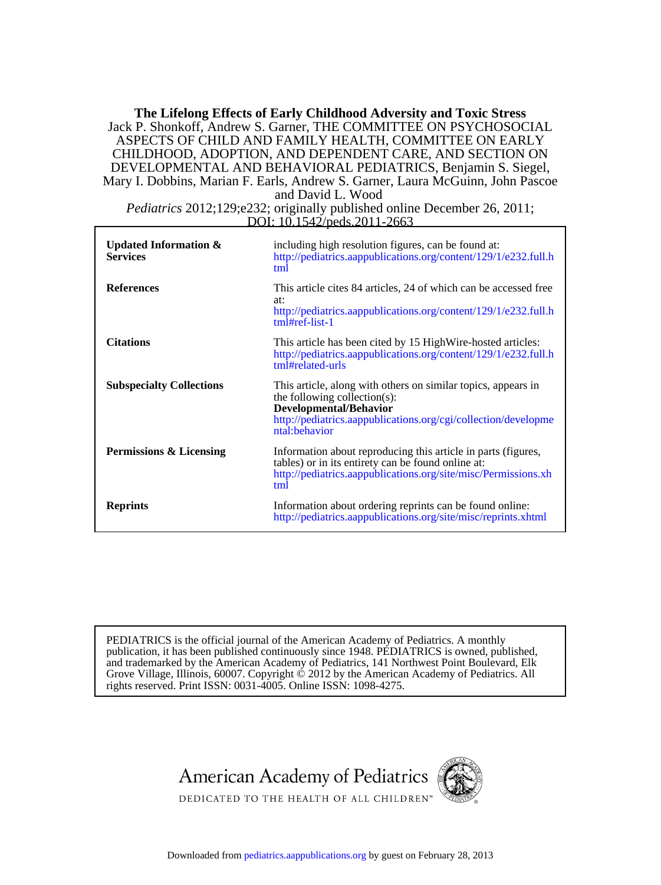**The Lifelong Effects of Early Childhood Adversity and Toxic Stress**

Jack P. Shonkoff, Andrew S. Garner, THE COMMITTEE ON PSYCHOSOCIAL ASPECTS OF CHILD AND FAMILY HEALTH, COMMITTEE ON EARLY CHILDHOOD, ADOPTION, AND DEPENDENT CARE, AND SECTION ON DEVELOPMENTAL AND BEHAVIORAL PEDIATRICS, Benjamin S. Siegel, Mary I. Dobbins, Marian F. Earls, Andrew S. Garner, Laura McGuinn, John Pascoe and David L. Wood

*Pediatrics* 2012;129;e232; originally published online December 26, 2011;
DOI: 10.1542/peds.2011-2663

| | |
|---|---|
| **Updated Information & Services** | including high resolution figures, can be found at: http://pediatrics.aappublications.org/content/129/1/e232.full.html |
| **References** | This article cites 84 articles, 24 of which can be accessed free at: http://pediatrics.aappublications.org/content/129/1/e232.full.html#ref-list-1 |
| **Citations** | This article has been cited by 15 HighWire-hosted articles: http://pediatrics.aappublications.org/content/129/1/e232.full.html#related-urls |
| **Subspecialty Collections** | This article, along with others on similar topics, appears in the following collection(s): **Developmental/Behavior** http://pediatrics.aappublications.org/cgi/collection/developmental:behavior |
| **Permissions & Licensing** | Information about reproducing this article in parts (figures, tables) or in its entirety can be found online at: http://pediatrics.aappublications.org/site/misc/Permissions.xhtml |
| **Reprints** | Information about ordering reprints can be found online: http://pediatrics.aappublications.org/site/misc/reprints.xhtml |

PEDIATRICS is the official journal of the American Academy of Pediatrics. A monthly publication, it has been published continuously since 1948. PEDIATRICS is owned, published, and trademarked by the American Academy of Pediatrics, 141 Northwest Point Boulevard, Elk Grove Village, Illinois, 60007. Copyright © 2012 by the American Academy of Pediatrics. All rights reserved. Print ISSN: 0031-4005. Online ISSN: 1098-4275.

American Academy of Pediatrics

DEDICATED TO THE HEALTH OF ALL CHILDREN™

Downloaded from pediatrics.aappublications.org by guest on February 28, 2013